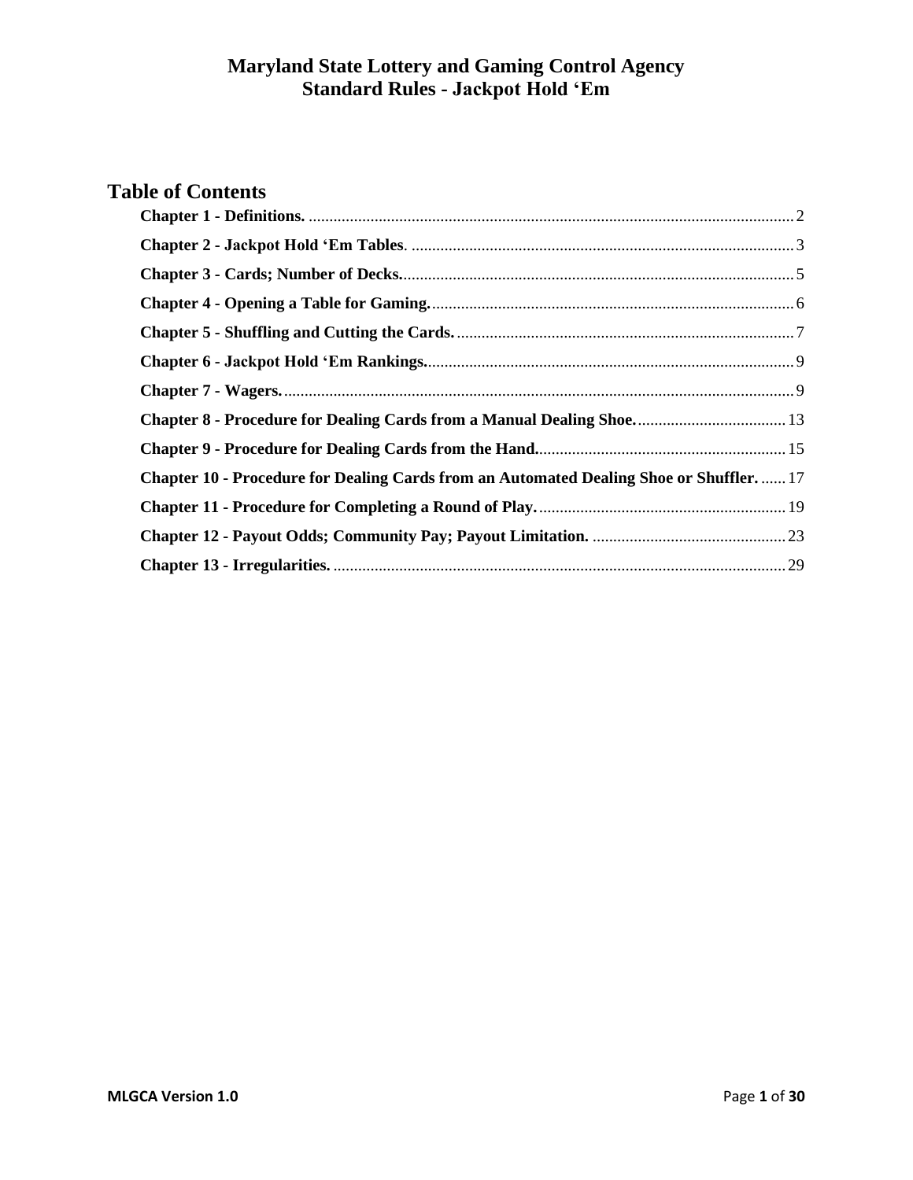# Maryland State Lottery and Gaming Control Agency
# Standard Rules - Jackpot Hold 'Em

## Table of Contents

**Chapter 1 - Definitions.** ........ 2

**Chapter 2 - Jackpot Hold 'Em Tables**. ........ 3

**Chapter 3 - Cards; Number of Decks.** ........ 5

**Chapter 4 - Opening a Table for Gaming.** ........ 6

**Chapter 5 - Shuffling and Cutting the Cards.** ........ 7

**Chapter 6 - Jackpot Hold 'Em Rankings.** ........ 9

**Chapter 7 - Wagers.** ........ 9

**Chapter 8 - Procedure for Dealing Cards from a Manual Dealing Shoe.** ........ 13

**Chapter 9 - Procedure for Dealing Cards from the Hand.** ........ 15

**Chapter 10 - Procedure for Dealing Cards from an Automated Dealing Shoe or Shuffler.** ........ 17

**Chapter 11 - Procedure for Completing a Round of Play.** ........ 19

**Chapter 12 - Payout Odds; Community Pay; Payout Limitation.** ........ 23

**Chapter 13 - Irregularities.** ........ 29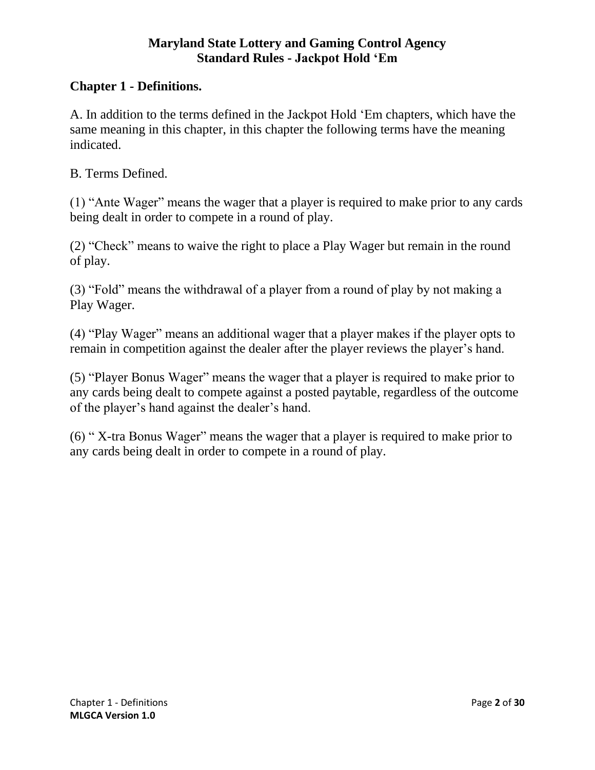**Maryland State Lottery and Gaming Control Agency**
**Standard Rules - Jackpot Hold 'Em**

## Chapter 1 - Definitions.

A. In addition to the terms defined in the Jackpot Hold 'Em chapters, which have the same meaning in this chapter, in this chapter the following terms have the meaning indicated.

B. Terms Defined.

(1) "Ante Wager" means the wager that a player is required to make prior to any cards being dealt in order to compete in a round of play.

(2) "Check" means to waive the right to place a Play Wager but remain in the round of play.

(3) "Fold" means the withdrawal of a player from a round of play by not making a Play Wager.

(4) "Play Wager" means an additional wager that a player makes if the player opts to remain in competition against the dealer after the player reviews the player's hand.

(5) "Player Bonus Wager" means the wager that a player is required to make prior to any cards being dealt to compete against a posted paytable, regardless of the outcome of the player's hand against the dealer's hand.

(6) " X-tra Bonus Wager" means the wager that a player is required to make prior to any cards being dealt in order to compete in a round of play.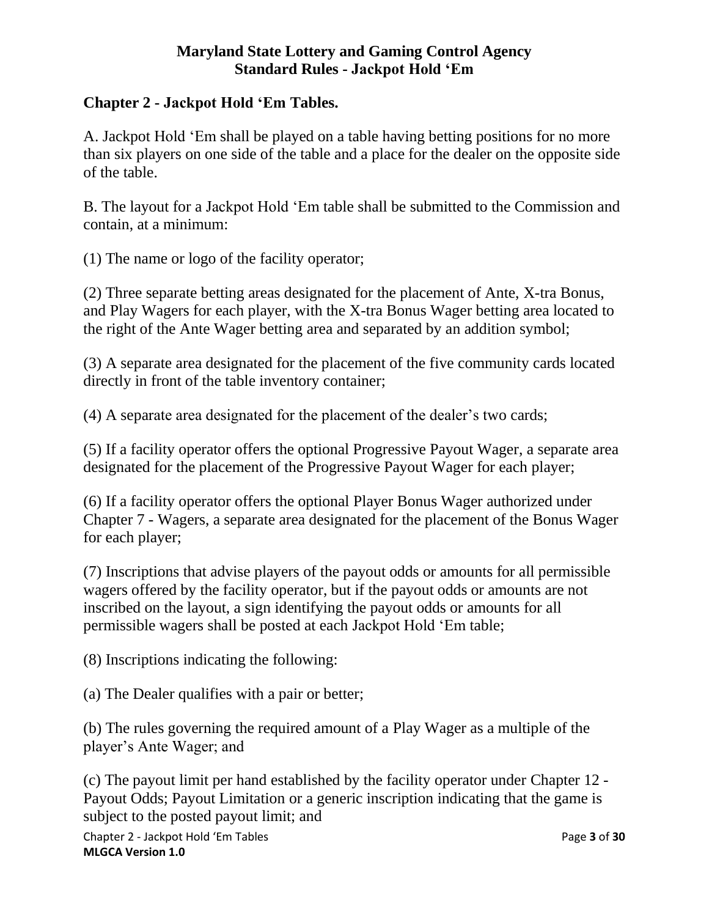## Chapter 2 - Jackpot Hold 'Em Tables.

A. Jackpot Hold 'Em shall be played on a table having betting positions for no more than six players on one side of the table and a place for the dealer on the opposite side of the table.

B. The layout for a Jackpot Hold 'Em table shall be submitted to the Commission and contain, at a minimum:

(1) The name or logo of the facility operator;

(2) Three separate betting areas designated for the placement of Ante, X-tra Bonus, and Play Wagers for each player, with the X-tra Bonus Wager betting area located to the right of the Ante Wager betting area and separated by an addition symbol;

(3) A separate area designated for the placement of the five community cards located directly in front of the table inventory container;

(4) A separate area designated for the placement of the dealer's two cards;

(5) If a facility operator offers the optional Progressive Payout Wager, a separate area designated for the placement of the Progressive Payout Wager for each player;

(6) If a facility operator offers the optional Player Bonus Wager authorized under Chapter 7 - Wagers, a separate area designated for the placement of the Bonus Wager for each player;

(7) Inscriptions that advise players of the payout odds or amounts for all permissible wagers offered by the facility operator, but if the payout odds or amounts are not inscribed on the layout, a sign identifying the payout odds or amounts for all permissible wagers shall be posted at each Jackpot Hold 'Em table;

(8) Inscriptions indicating the following:

(a) The Dealer qualifies with a pair or better;

(b) The rules governing the required amount of a Play Wager as a multiple of the player's Ante Wager; and

(c) The payout limit per hand established by the facility operator under Chapter 12 - Payout Odds; Payout Limitation or a generic inscription indicating that the game is subject to the posted payout limit; and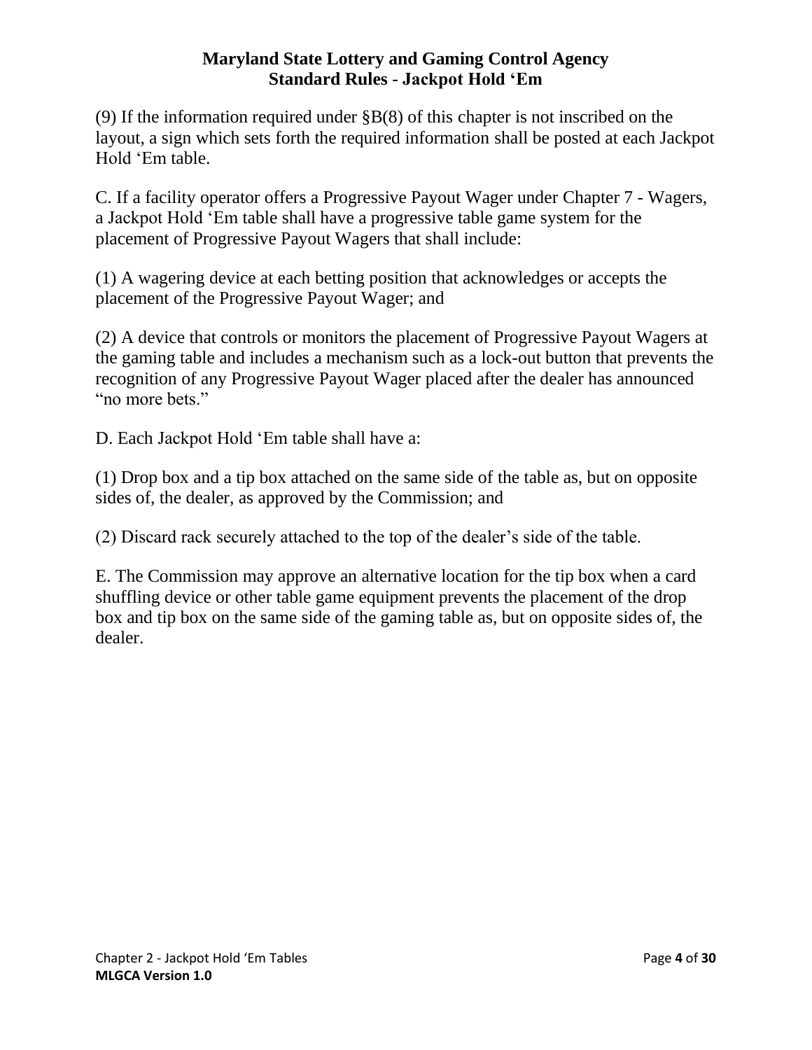(9) If the information required under §B(8) of this chapter is not inscribed on the layout, a sign which sets forth the required information shall be posted at each Jackpot Hold 'Em table.

C. If a facility operator offers a Progressive Payout Wager under Chapter 7 - Wagers, a Jackpot Hold 'Em table shall have a progressive table game system for the placement of Progressive Payout Wagers that shall include:

(1) A wagering device at each betting position that acknowledges or accepts the placement of the Progressive Payout Wager; and

(2) A device that controls or monitors the placement of Progressive Payout Wagers at the gaming table and includes a mechanism such as a lock-out button that prevents the recognition of any Progressive Payout Wager placed after the dealer has announced "no more bets."

D. Each Jackpot Hold 'Em table shall have a:

(1) Drop box and a tip box attached on the same side of the table as, but on opposite sides of, the dealer, as approved by the Commission; and

(2) Discard rack securely attached to the top of the dealer's side of the table.

E. The Commission may approve an alternative location for the tip box when a card shuffling device or other table game equipment prevents the placement of the drop box and tip box on the same side of the gaming table as, but on opposite sides of, the dealer.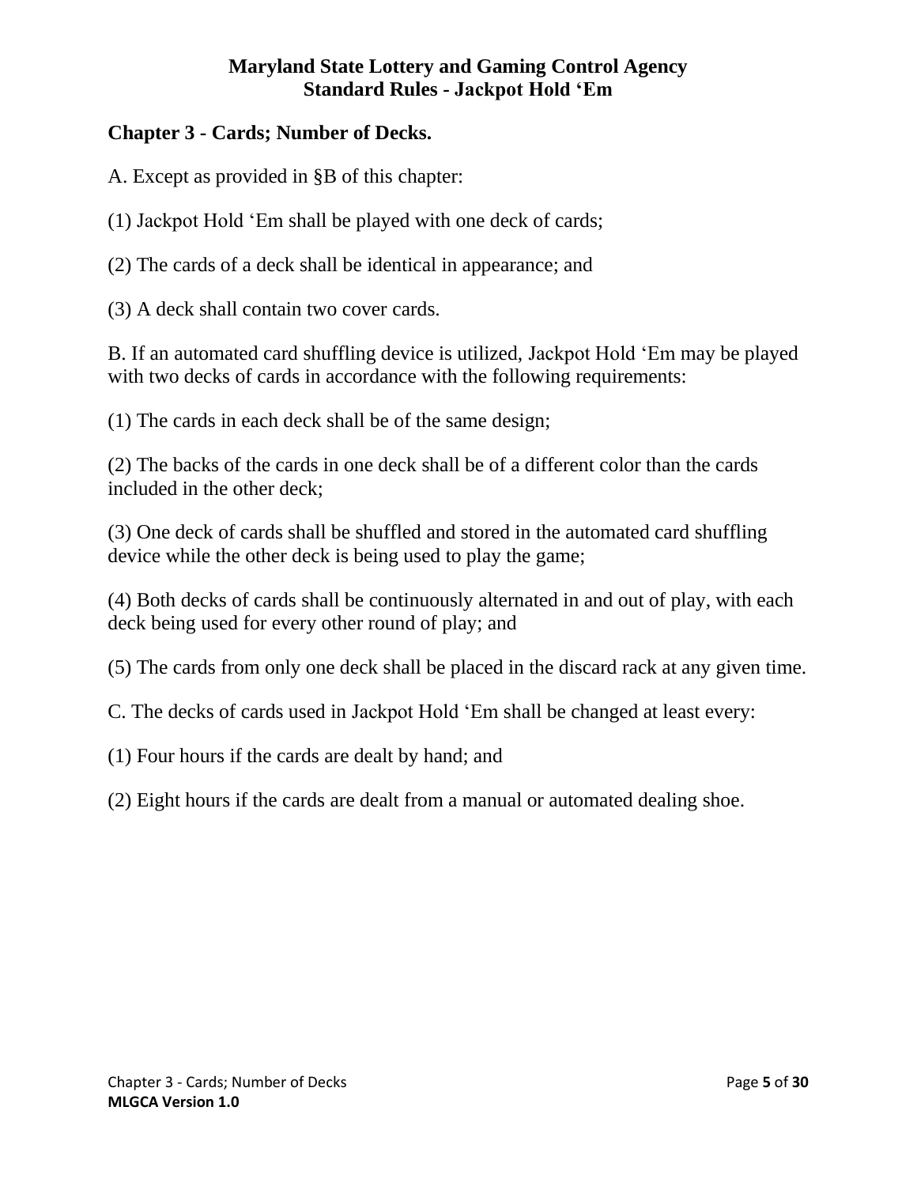## Chapter 3 - Cards; Number of Decks.

A. Except as provided in §B of this chapter:

(1) Jackpot Hold 'Em shall be played with one deck of cards;

(2) The cards of a deck shall be identical in appearance; and

(3) A deck shall contain two cover cards.

B. If an automated card shuffling device is utilized, Jackpot Hold 'Em may be played with two decks of cards in accordance with the following requirements:

(1) The cards in each deck shall be of the same design;

(2) The backs of the cards in one deck shall be of a different color than the cards included in the other deck;

(3) One deck of cards shall be shuffled and stored in the automated card shuffling device while the other deck is being used to play the game;

(4) Both decks of cards shall be continuously alternated in and out of play, with each deck being used for every other round of play; and

(5) The cards from only one deck shall be placed in the discard rack at any given time.

C. The decks of cards used in Jackpot Hold 'Em shall be changed at least every:

(1) Four hours if the cards are dealt by hand; and

(2) Eight hours if the cards are dealt from a manual or automated dealing shoe.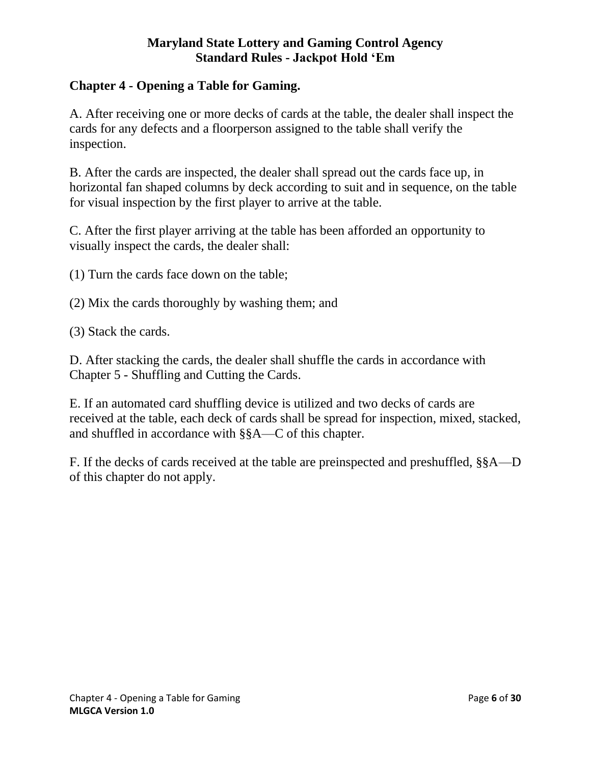## Chapter 4 - Opening a Table for Gaming.

A. After receiving one or more decks of cards at the table, the dealer shall inspect the cards for any defects and a floorperson assigned to the table shall verify the inspection.

B. After the cards are inspected, the dealer shall spread out the cards face up, in horizontal fan shaped columns by deck according to suit and in sequence, on the table for visual inspection by the first player to arrive at the table.

C. After the first player arriving at the table has been afforded an opportunity to visually inspect the cards, the dealer shall:

(1) Turn the cards face down on the table;

(2) Mix the cards thoroughly by washing them; and

(3) Stack the cards.

D. After stacking the cards, the dealer shall shuffle the cards in accordance with Chapter 5 - Shuffling and Cutting the Cards.

E. If an automated card shuffling device is utilized and two decks of cards are received at the table, each deck of cards shall be spread for inspection, mixed, stacked, and shuffled in accordance with §§A—C of this chapter.

F. If the decks of cards received at the table are preinspected and preshuffled, §§A—D of this chapter do not apply.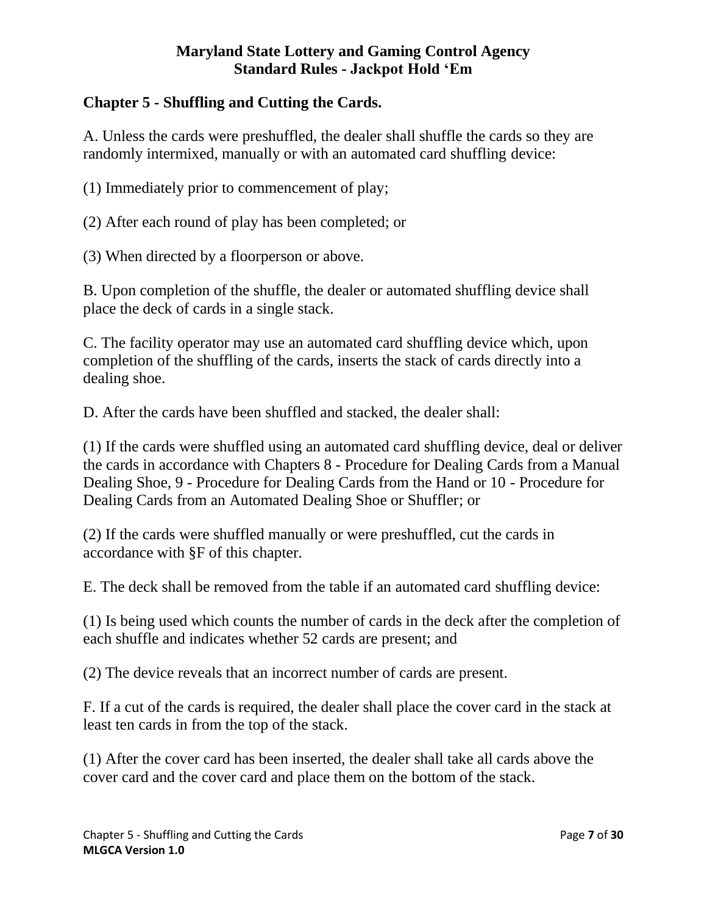**Maryland State Lottery and Gaming Control Agency**
**Standard Rules - Jackpot Hold 'Em**

## Chapter 5 - Shuffling and Cutting the Cards.

A. Unless the cards were preshuffled, the dealer shall shuffle the cards so they are randomly intermixed, manually or with an automated card shuffling device:

(1) Immediately prior to commencement of play;

(2) After each round of play has been completed; or

(3) When directed by a floorperson or above.

B. Upon completion of the shuffle, the dealer or automated shuffling device shall place the deck of cards in a single stack.

C. The facility operator may use an automated card shuffling device which, upon completion of the shuffling of the cards, inserts the stack of cards directly into a dealing shoe.

D. After the cards have been shuffled and stacked, the dealer shall:

(1) If the cards were shuffled using an automated card shuffling device, deal or deliver the cards in accordance with Chapters 8 - Procedure for Dealing Cards from a Manual Dealing Shoe, 9 - Procedure for Dealing Cards from the Hand or 10 - Procedure for Dealing Cards from an Automated Dealing Shoe or Shuffler; or

(2) If the cards were shuffled manually or were preshuffled, cut the cards in accordance with §F of this chapter.

E. The deck shall be removed from the table if an automated card shuffling device:

(1) Is being used which counts the number of cards in the deck after the completion of each shuffle and indicates whether 52 cards are present; and

(2) The device reveals that an incorrect number of cards are present.

F. If a cut of the cards is required, the dealer shall place the cover card in the stack at least ten cards in from the top of the stack.

(1) After the cover card has been inserted, the dealer shall take all cards above the cover card and the cover card and place them on the bottom of the stack.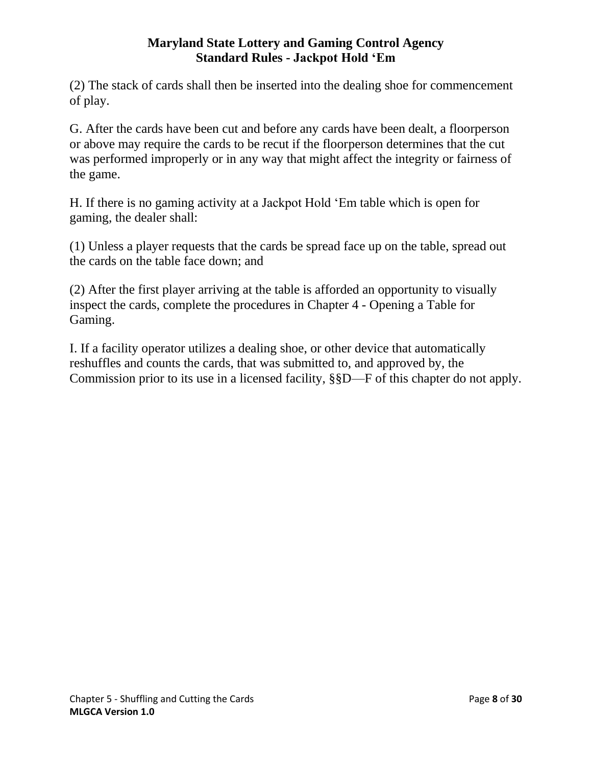(2) The stack of cards shall then be inserted into the dealing shoe for commencement of play.

G. After the cards have been cut and before any cards have been dealt, a floorperson or above may require the cards to be recut if the floorperson determines that the cut was performed improperly or in any way that might affect the integrity or fairness of the game.

H. If there is no gaming activity at a Jackpot Hold 'Em table which is open for gaming, the dealer shall:

(1) Unless a player requests that the cards be spread face up on the table, spread out the cards on the table face down; and

(2) After the first player arriving at the table is afforded an opportunity to visually inspect the cards, complete the procedures in Chapter 4 - Opening a Table for Gaming.

I. If a facility operator utilizes a dealing shoe, or other device that automatically reshuffles and counts the cards, that was submitted to, and approved by, the Commission prior to its use in a licensed facility, §§D—F of this chapter do not apply.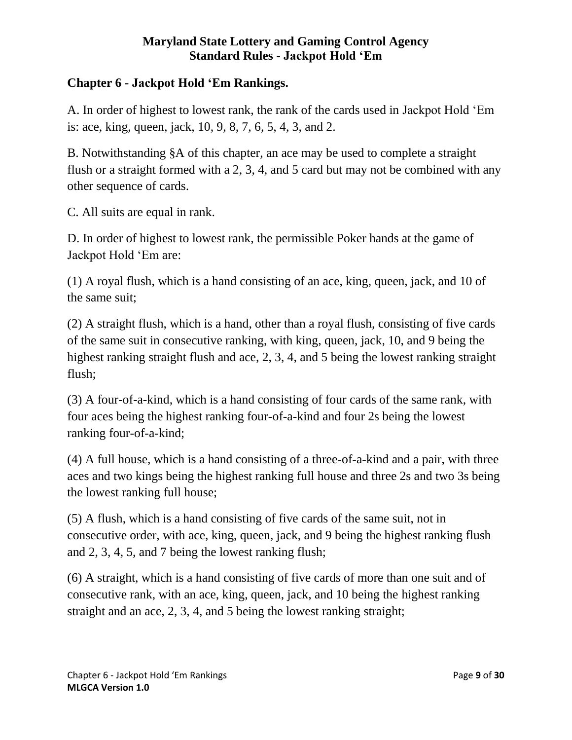## Chapter 6 - Jackpot Hold 'Em Rankings.

A. In order of highest to lowest rank, the rank of the cards used in Jackpot Hold 'Em is: ace, king, queen, jack, 10, 9, 8, 7, 6, 5, 4, 3, and 2.

B. Notwithstanding §A of this chapter, an ace may be used to complete a straight flush or a straight formed with a 2, 3, 4, and 5 card but may not be combined with any other sequence of cards.

C. All suits are equal in rank.

D. In order of highest to lowest rank, the permissible Poker hands at the game of Jackpot Hold 'Em are:

(1) A royal flush, which is a hand consisting of an ace, king, queen, jack, and 10 of the same suit;

(2) A straight flush, which is a hand, other than a royal flush, consisting of five cards of the same suit in consecutive ranking, with king, queen, jack, 10, and 9 being the highest ranking straight flush and ace, 2, 3, 4, and 5 being the lowest ranking straight flush;

(3) A four-of-a-kind, which is a hand consisting of four cards of the same rank, with four aces being the highest ranking four-of-a-kind and four 2s being the lowest ranking four-of-a-kind;

(4) A full house, which is a hand consisting of a three-of-a-kind and a pair, with three aces and two kings being the highest ranking full house and three 2s and two 3s being the lowest ranking full house;

(5) A flush, which is a hand consisting of five cards of the same suit, not in consecutive order, with ace, king, queen, jack, and 9 being the highest ranking flush and 2, 3, 4, 5, and 7 being the lowest ranking flush;

(6) A straight, which is a hand consisting of five cards of more than one suit and of consecutive rank, with an ace, king, queen, jack, and 10 being the highest ranking straight and an ace, 2, 3, 4, and 5 being the lowest ranking straight;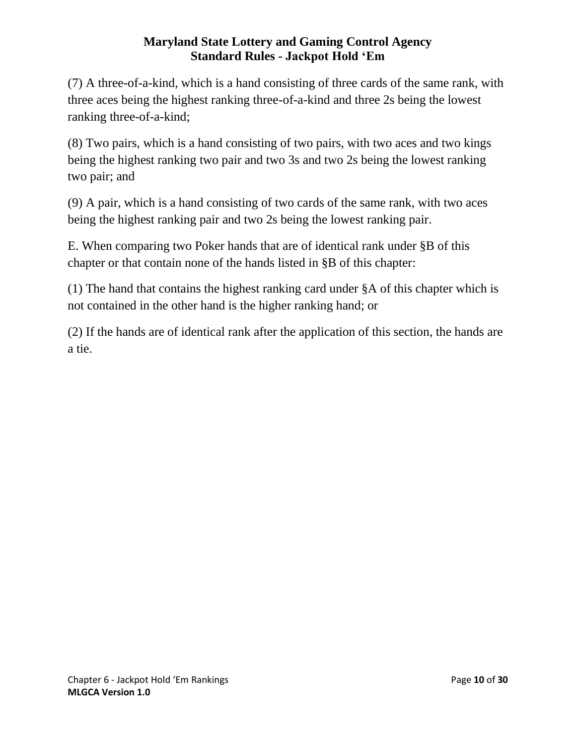(7) A three-of-a-kind, which is a hand consisting of three cards of the same rank, with three aces being the highest ranking three-of-a-kind and three 2s being the lowest ranking three-of-a-kind;

(8) Two pairs, which is a hand consisting of two pairs, with two aces and two kings being the highest ranking two pair and two 3s and two 2s being the lowest ranking two pair; and

(9) A pair, which is a hand consisting of two cards of the same rank, with two aces being the highest ranking pair and two 2s being the lowest ranking pair.

E. When comparing two Poker hands that are of identical rank under §B of this chapter or that contain none of the hands listed in §B of this chapter:

(1) The hand that contains the highest ranking card under §A of this chapter which is not contained in the other hand is the higher ranking hand; or

(2) If the hands are of identical rank after the application of this section, the hands are a tie.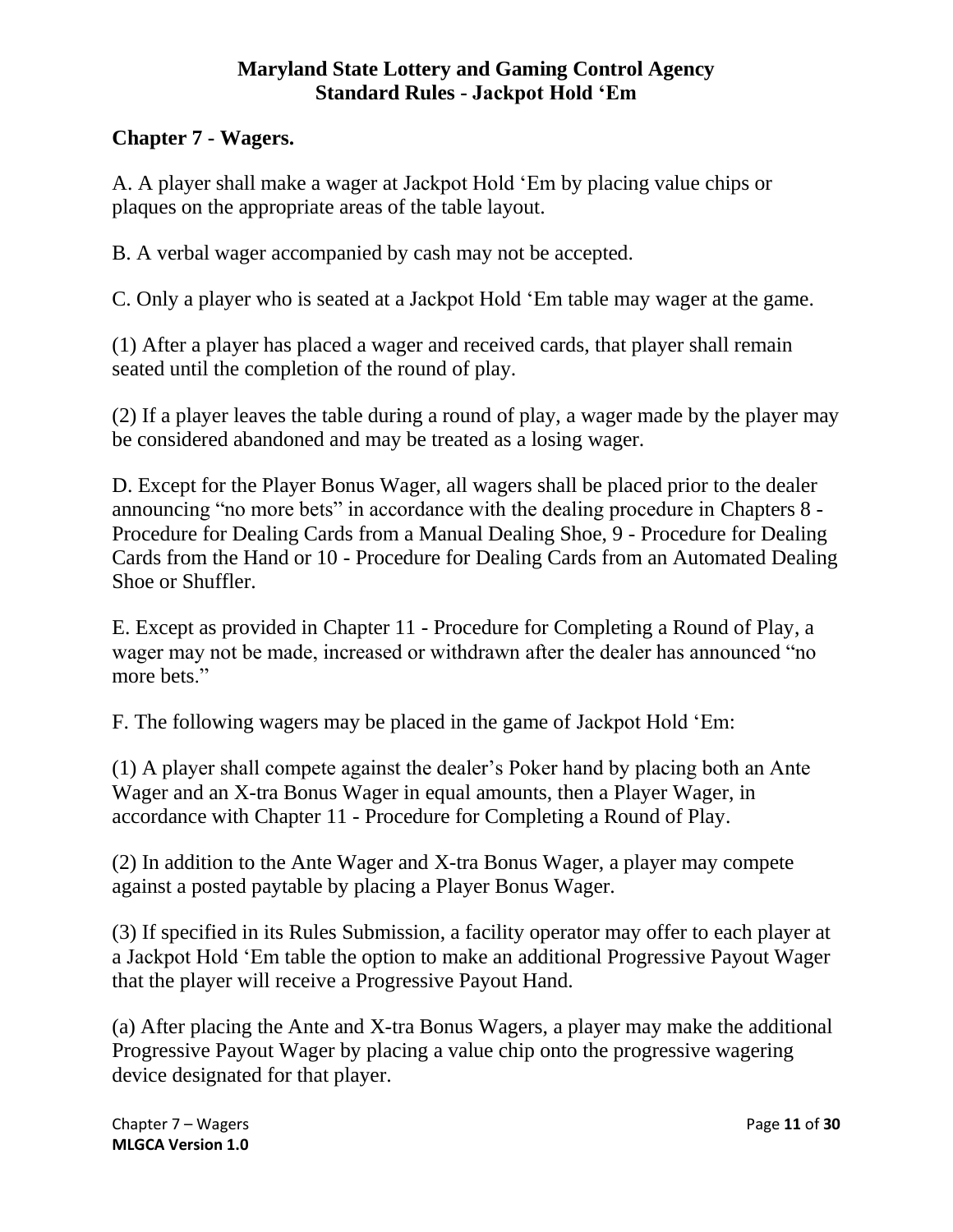## Chapter 7 - Wagers.

A. A player shall make a wager at Jackpot Hold 'Em by placing value chips or plaques on the appropriate areas of the table layout.

B. A verbal wager accompanied by cash may not be accepted.

C. Only a player who is seated at a Jackpot Hold 'Em table may wager at the game.

(1) After a player has placed a wager and received cards, that player shall remain seated until the completion of the round of play.

(2) If a player leaves the table during a round of play, a wager made by the player may be considered abandoned and may be treated as a losing wager.

D. Except for the Player Bonus Wager, all wagers shall be placed prior to the dealer announcing "no more bets" in accordance with the dealing procedure in Chapters 8 - Procedure for Dealing Cards from a Manual Dealing Shoe, 9 - Procedure for Dealing Cards from the Hand or 10 - Procedure for Dealing Cards from an Automated Dealing Shoe or Shuffler.

E. Except as provided in Chapter 11 - Procedure for Completing a Round of Play, a wager may not be made, increased or withdrawn after the dealer has announced "no more bets."

F. The following wagers may be placed in the game of Jackpot Hold 'Em:

(1) A player shall compete against the dealer's Poker hand by placing both an Ante Wager and an X-tra Bonus Wager in equal amounts, then a Player Wager, in accordance with Chapter 11 - Procedure for Completing a Round of Play.

(2) In addition to the Ante Wager and X-tra Bonus Wager, a player may compete against a posted paytable by placing a Player Bonus Wager.

(3) If specified in its Rules Submission, a facility operator may offer to each player at a Jackpot Hold 'Em table the option to make an additional Progressive Payout Wager that the player will receive a Progressive Payout Hand.

(a) After placing the Ante and X-tra Bonus Wagers, a player may make the additional Progressive Payout Wager by placing a value chip onto the progressive wagering device designated for that player.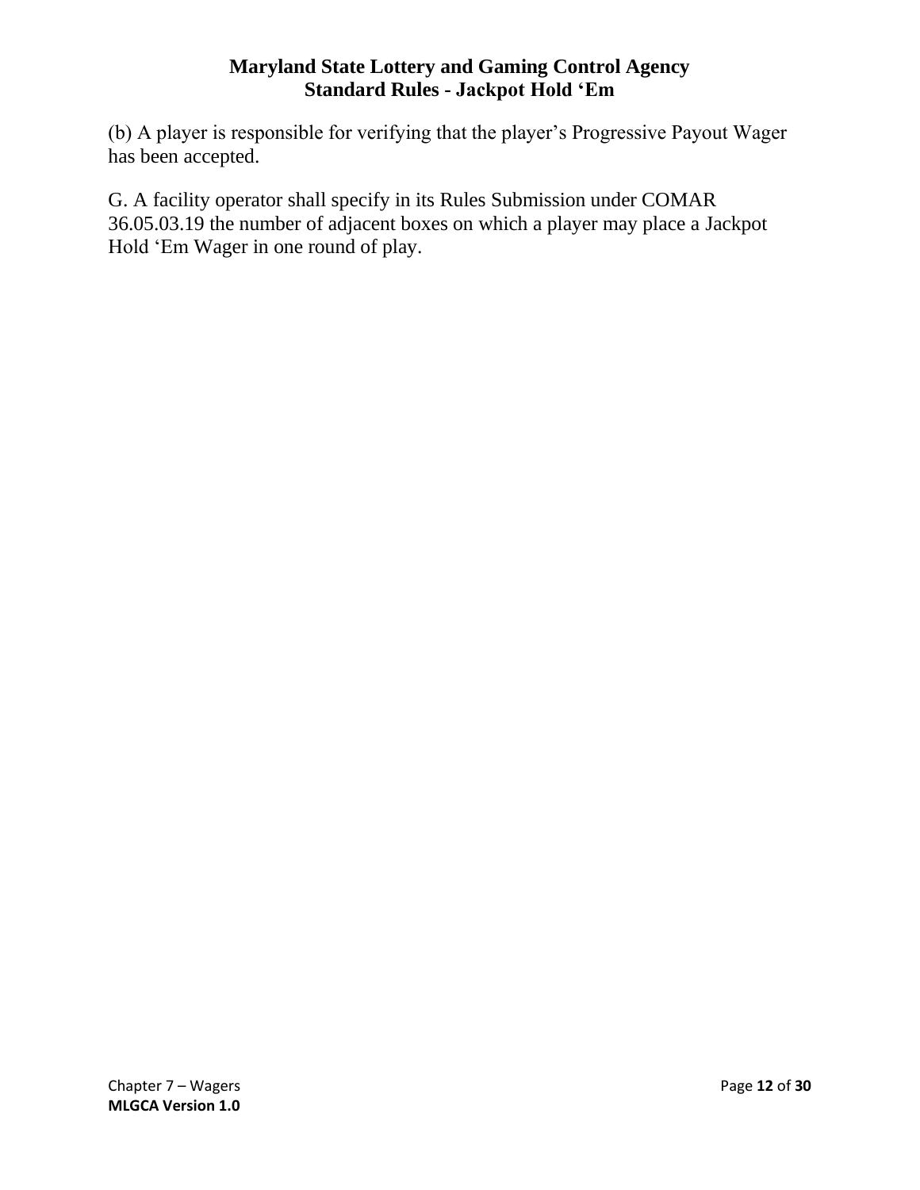(b) A player is responsible for verifying that the player's Progressive Payout Wager has been accepted.

G. A facility operator shall specify in its Rules Submission under COMAR 36.05.03.19 the number of adjacent boxes on which a player may place a Jackpot Hold 'Em Wager in one round of play.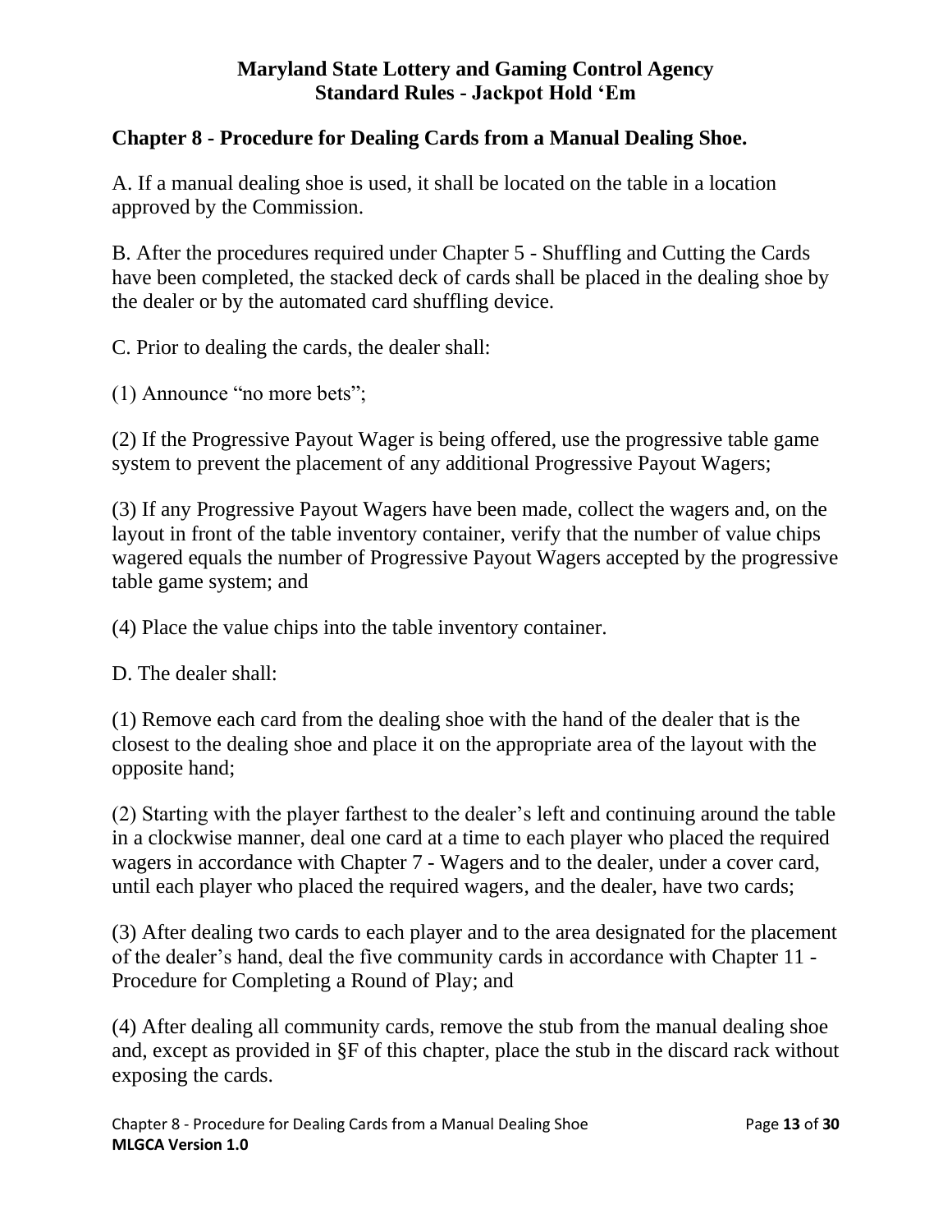## Chapter 8 - Procedure for Dealing Cards from a Manual Dealing Shoe.

A. If a manual dealing shoe is used, it shall be located on the table in a location approved by the Commission.

B. After the procedures required under Chapter 5 - Shuffling and Cutting the Cards have been completed, the stacked deck of cards shall be placed in the dealing shoe by the dealer or by the automated card shuffling device.

C. Prior to dealing the cards, the dealer shall:

(1) Announce "no more bets";

(2) If the Progressive Payout Wager is being offered, use the progressive table game system to prevent the placement of any additional Progressive Payout Wagers;

(3) If any Progressive Payout Wagers have been made, collect the wagers and, on the layout in front of the table inventory container, verify that the number of value chips wagered equals the number of Progressive Payout Wagers accepted by the progressive table game system; and

(4) Place the value chips into the table inventory container.

D. The dealer shall:

(1) Remove each card from the dealing shoe with the hand of the dealer that is the closest to the dealing shoe and place it on the appropriate area of the layout with the opposite hand;

(2) Starting with the player farthest to the dealer's left and continuing around the table in a clockwise manner, deal one card at a time to each player who placed the required wagers in accordance with Chapter 7 - Wagers and to the dealer, under a cover card, until each player who placed the required wagers, and the dealer, have two cards;

(3) After dealing two cards to each player and to the area designated for the placement of the dealer's hand, deal the five community cards in accordance with Chapter 11 - Procedure for Completing a Round of Play; and

(4) After dealing all community cards, remove the stub from the manual dealing shoe and, except as provided in §F of this chapter, place the stub in the discard rack without exposing the cards.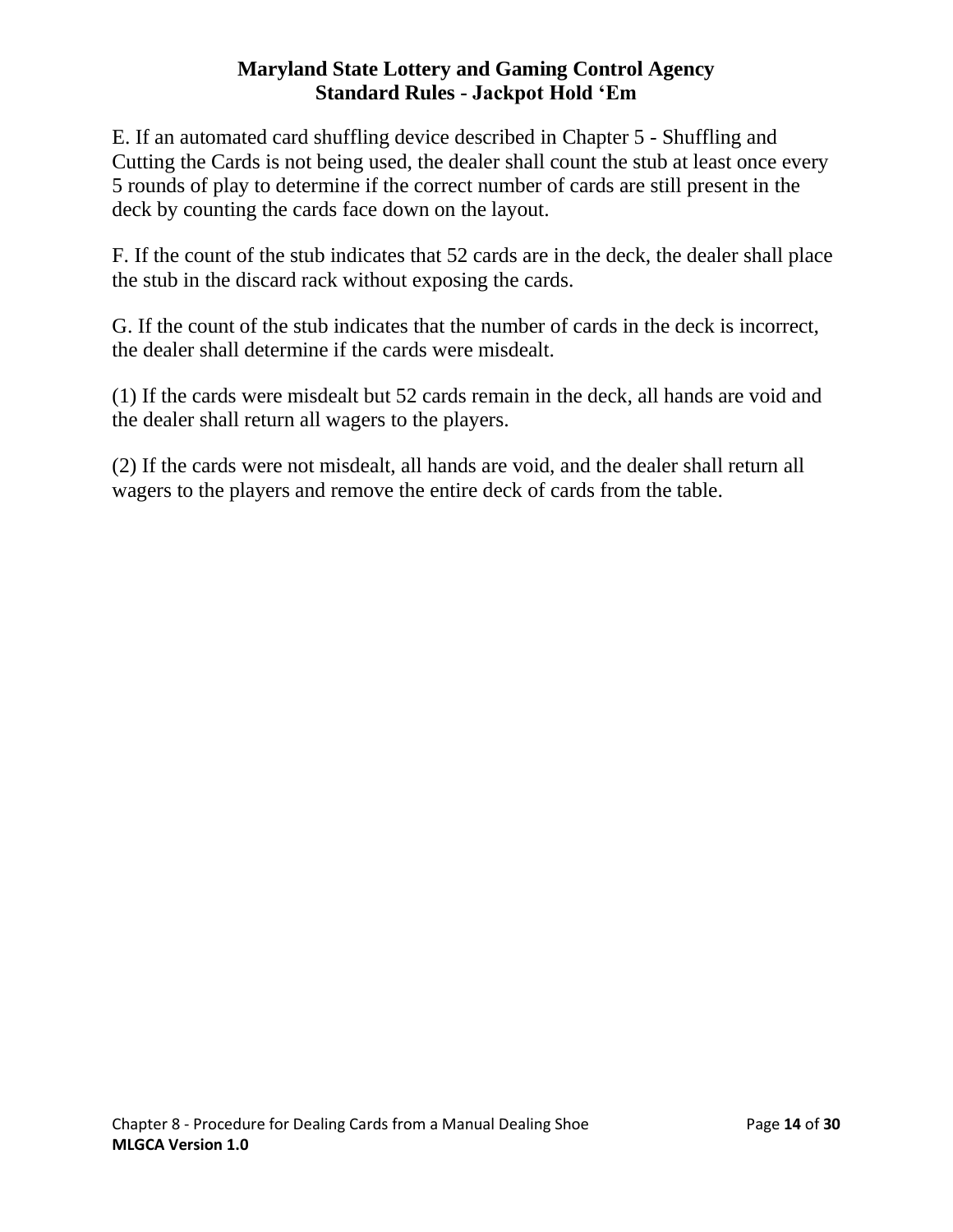E. If an automated card shuffling device described in Chapter 5 - Shuffling and Cutting the Cards is not being used, the dealer shall count the stub at least once every 5 rounds of play to determine if the correct number of cards are still present in the deck by counting the cards face down on the layout.

F. If the count of the stub indicates that 52 cards are in the deck, the dealer shall place the stub in the discard rack without exposing the cards.

G. If the count of the stub indicates that the number of cards in the deck is incorrect, the dealer shall determine if the cards were misdealt.

(1) If the cards were misdealt but 52 cards remain in the deck, all hands are void and the dealer shall return all wagers to the players.

(2) If the cards were not misdealt, all hands are void, and the dealer shall return all wagers to the players and remove the entire deck of cards from the table.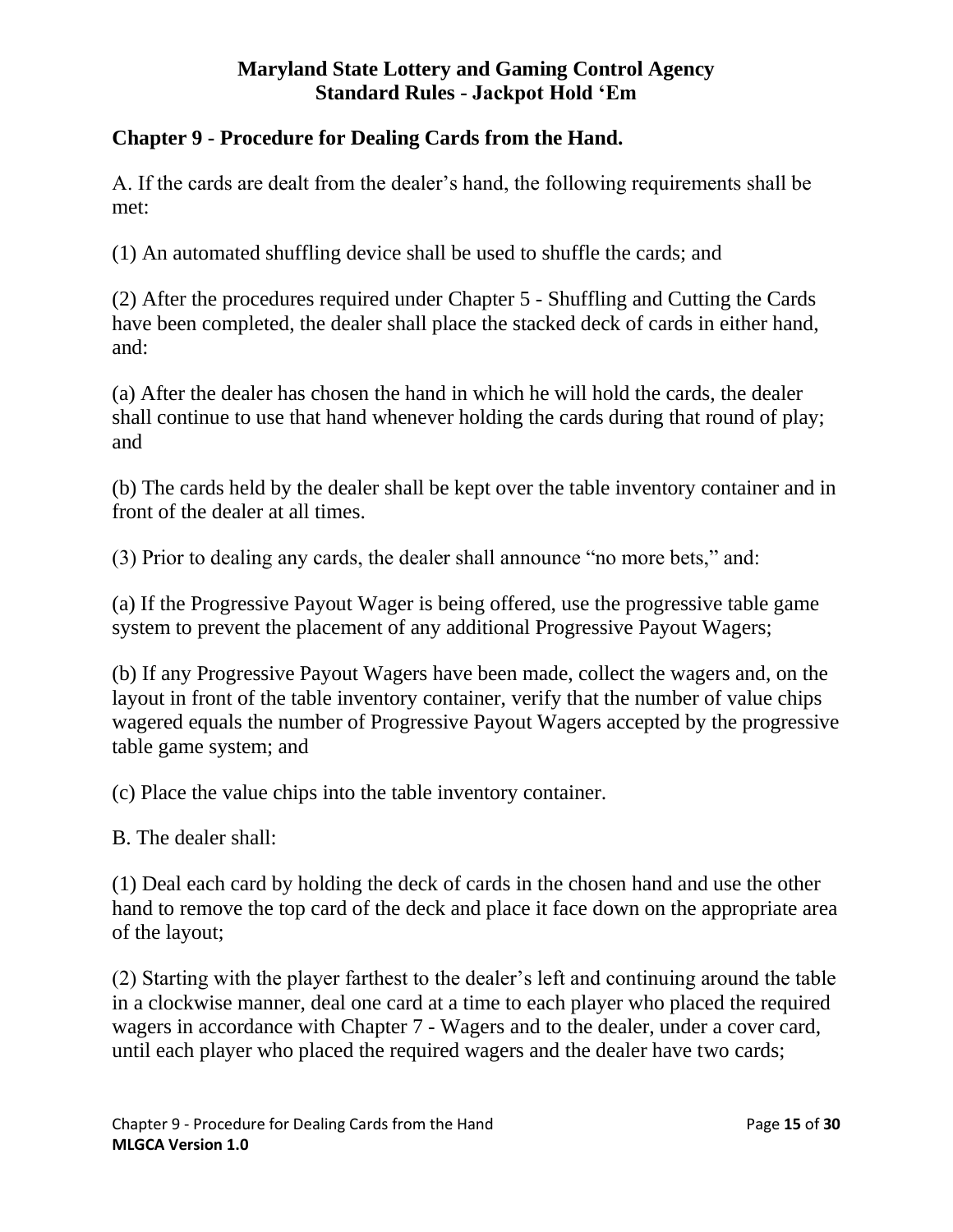## Chapter 9 - Procedure for Dealing Cards from the Hand.

A. If the cards are dealt from the dealer's hand, the following requirements shall be met:

(1) An automated shuffling device shall be used to shuffle the cards; and

(2) After the procedures required under Chapter 5 - Shuffling and Cutting the Cards have been completed, the dealer shall place the stacked deck of cards in either hand, and:

(a) After the dealer has chosen the hand in which he will hold the cards, the dealer shall continue to use that hand whenever holding the cards during that round of play; and

(b) The cards held by the dealer shall be kept over the table inventory container and in front of the dealer at all times.

(3) Prior to dealing any cards, the dealer shall announce "no more bets," and:

(a) If the Progressive Payout Wager is being offered, use the progressive table game system to prevent the placement of any additional Progressive Payout Wagers;

(b) If any Progressive Payout Wagers have been made, collect the wagers and, on the layout in front of the table inventory container, verify that the number of value chips wagered equals the number of Progressive Payout Wagers accepted by the progressive table game system; and

(c) Place the value chips into the table inventory container.

B. The dealer shall:

(1) Deal each card by holding the deck of cards in the chosen hand and use the other hand to remove the top card of the deck and place it face down on the appropriate area of the layout;

(2) Starting with the player farthest to the dealer's left and continuing around the table in a clockwise manner, deal one card at a time to each player who placed the required wagers in accordance with Chapter 7 - Wagers and to the dealer, under a cover card, until each player who placed the required wagers and the dealer have two cards;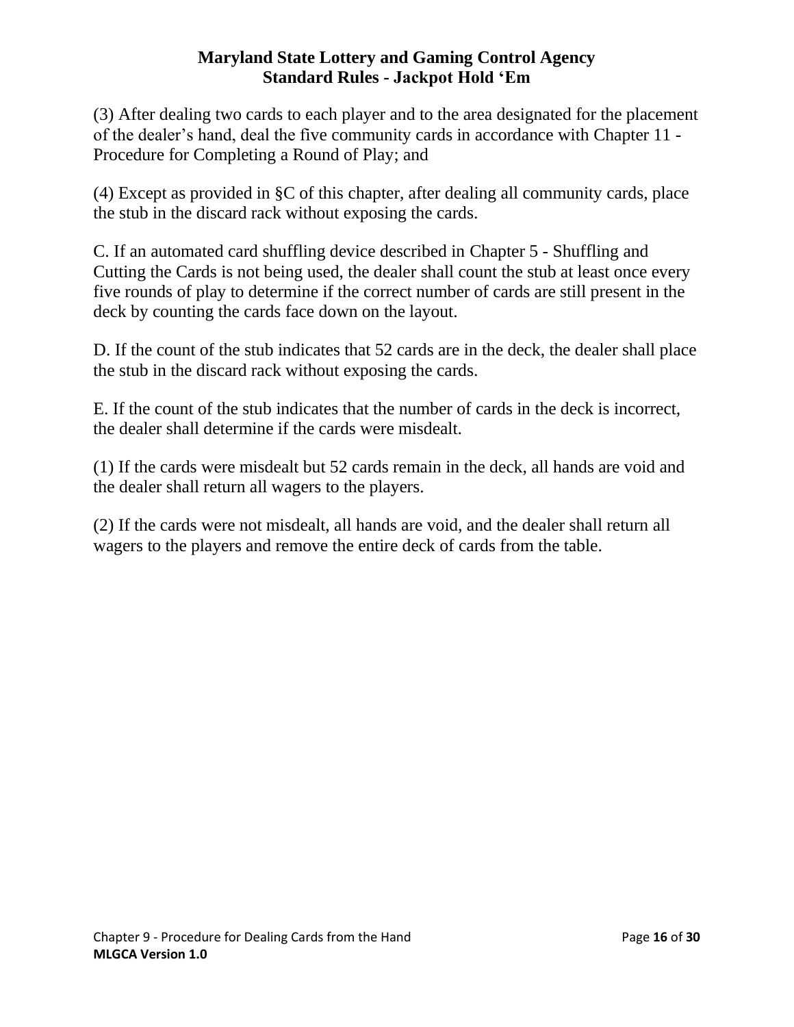(3) After dealing two cards to each player and to the area designated for the placement of the dealer's hand, deal the five community cards in accordance with Chapter 11 - Procedure for Completing a Round of Play; and

(4) Except as provided in §C of this chapter, after dealing all community cards, place the stub in the discard rack without exposing the cards.

C. If an automated card shuffling device described in Chapter 5 - Shuffling and Cutting the Cards is not being used, the dealer shall count the stub at least once every five rounds of play to determine if the correct number of cards are still present in the deck by counting the cards face down on the layout.

D. If the count of the stub indicates that 52 cards are in the deck, the dealer shall place the stub in the discard rack without exposing the cards.

E. If the count of the stub indicates that the number of cards in the deck is incorrect, the dealer shall determine if the cards were misdealt.

(1) If the cards were misdealt but 52 cards remain in the deck, all hands are void and the dealer shall return all wagers to the players.

(2) If the cards were not misdealt, all hands are void, and the dealer shall return all wagers to the players and remove the entire deck of cards from the table.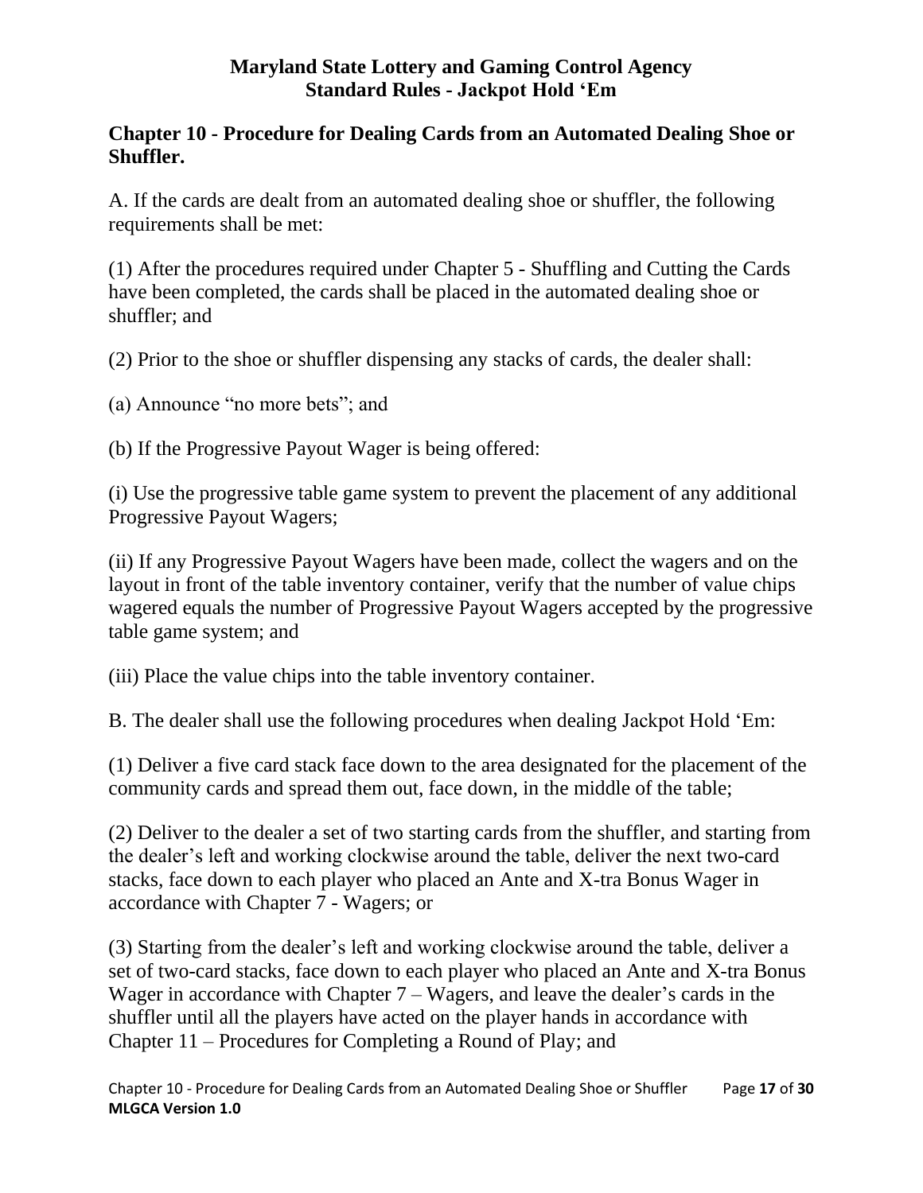## Chapter 10 - Procedure for Dealing Cards from an Automated Dealing Shoe or Shuffler.

A. If the cards are dealt from an automated dealing shoe or shuffler, the following requirements shall be met:

(1) After the procedures required under Chapter 5 - Shuffling and Cutting the Cards have been completed, the cards shall be placed in the automated dealing shoe or shuffler; and

(2) Prior to the shoe or shuffler dispensing any stacks of cards, the dealer shall:

(a) Announce "no more bets"; and

(b) If the Progressive Payout Wager is being offered:

(i) Use the progressive table game system to prevent the placement of any additional Progressive Payout Wagers;

(ii) If any Progressive Payout Wagers have been made, collect the wagers and on the layout in front of the table inventory container, verify that the number of value chips wagered equals the number of Progressive Payout Wagers accepted by the progressive table game system; and

(iii) Place the value chips into the table inventory container.

B. The dealer shall use the following procedures when dealing Jackpot Hold 'Em:

(1) Deliver a five card stack face down to the area designated for the placement of the community cards and spread them out, face down, in the middle of the table;

(2) Deliver to the dealer a set of two starting cards from the shuffler, and starting from the dealer's left and working clockwise around the table, deliver the next two-card stacks, face down to each player who placed an Ante and X-tra Bonus Wager in accordance with Chapter 7 - Wagers; or

(3) Starting from the dealer's left and working clockwise around the table, deliver a set of two-card stacks, face down to each player who placed an Ante and X-tra Bonus Wager in accordance with Chapter 7 – Wagers, and leave the dealer's cards in the shuffler until all the players have acted on the player hands in accordance with Chapter 11 – Procedures for Completing a Round of Play; and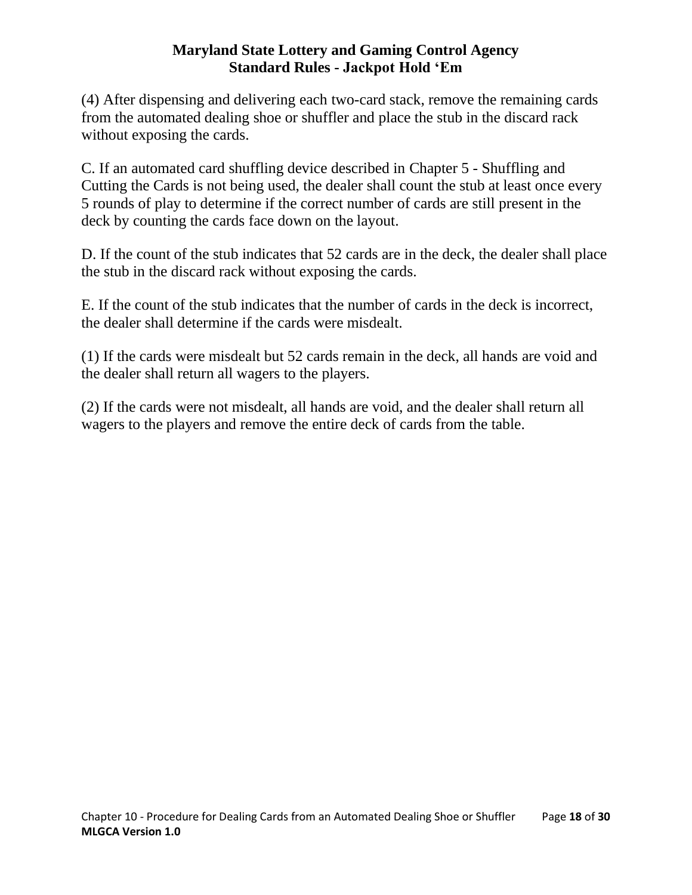(4) After dispensing and delivering each two-card stack, remove the remaining cards from the automated dealing shoe or shuffler and place the stub in the discard rack without exposing the cards.

C. If an automated card shuffling device described in Chapter 5 - Shuffling and Cutting the Cards is not being used, the dealer shall count the stub at least once every 5 rounds of play to determine if the correct number of cards are still present in the deck by counting the cards face down on the layout.

D. If the count of the stub indicates that 52 cards are in the deck, the dealer shall place the stub in the discard rack without exposing the cards.

E. If the count of the stub indicates that the number of cards in the deck is incorrect, the dealer shall determine if the cards were misdealt.

(1) If the cards were misdealt but 52 cards remain in the deck, all hands are void and the dealer shall return all wagers to the players.

(2) If the cards were not misdealt, all hands are void, and the dealer shall return all wagers to the players and remove the entire deck of cards from the table.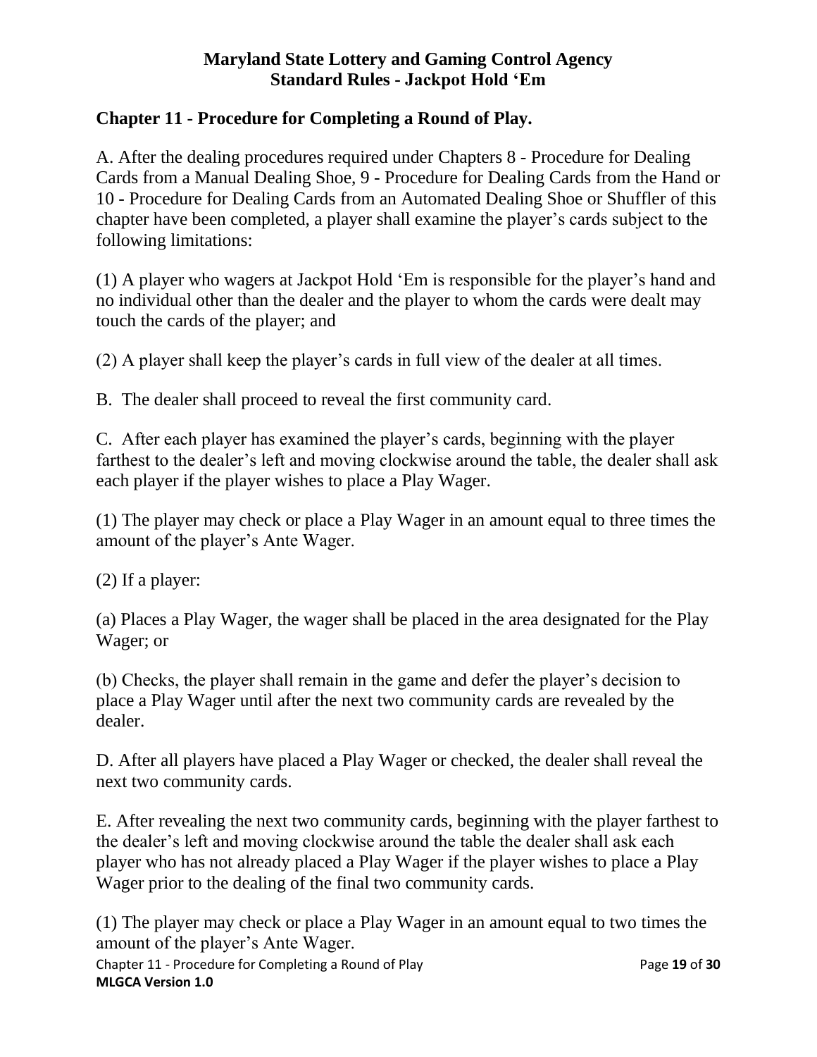# Maryland State Lottery and Gaming Control Agency
# Standard Rules - Jackpot Hold 'Em

## Chapter 11 - Procedure for Completing a Round of Play.

A. After the dealing procedures required under Chapters 8 - Procedure for Dealing Cards from a Manual Dealing Shoe, 9 - Procedure for Dealing Cards from the Hand or 10 - Procedure for Dealing Cards from an Automated Dealing Shoe or Shuffler of this chapter have been completed, a player shall examine the player's cards subject to the following limitations:

(1) A player who wagers at Jackpot Hold 'Em is responsible for the player's hand and no individual other than the dealer and the player to whom the cards were dealt may touch the cards of the player; and

(2) A player shall keep the player's cards in full view of the dealer at all times.

B. The dealer shall proceed to reveal the first community card.

C. After each player has examined the player's cards, beginning with the player farthest to the dealer's left and moving clockwise around the table, the dealer shall ask each player if the player wishes to place a Play Wager.

(1) The player may check or place a Play Wager in an amount equal to three times the amount of the player's Ante Wager.

(2) If a player:

(a) Places a Play Wager, the wager shall be placed in the area designated for the Play Wager; or

(b) Checks, the player shall remain in the game and defer the player's decision to place a Play Wager until after the next two community cards are revealed by the dealer.

D. After all players have placed a Play Wager or checked, the dealer shall reveal the next two community cards.

E. After revealing the next two community cards, beginning with the player farthest to the dealer's left and moving clockwise around the table the dealer shall ask each player who has not already placed a Play Wager if the player wishes to place a Play Wager prior to the dealing of the final two community cards.

(1) The player may check or place a Play Wager in an amount equal to two times the amount of the player's Ante Wager.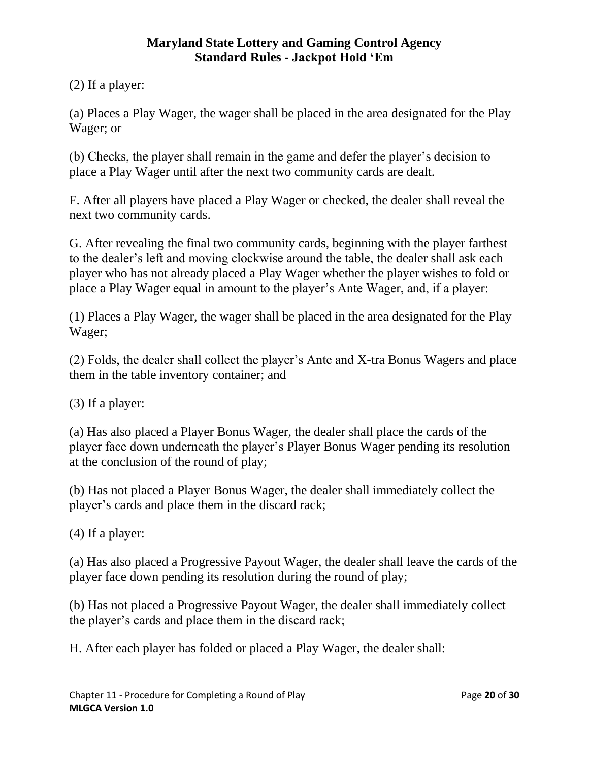(2) If a player:

(a) Places a Play Wager, the wager shall be placed in the area designated for the Play Wager; or

(b) Checks, the player shall remain in the game and defer the player's decision to place a Play Wager until after the next two community cards are dealt.

F. After all players have placed a Play Wager or checked, the dealer shall reveal the next two community cards.

G. After revealing the final two community cards, beginning with the player farthest to the dealer's left and moving clockwise around the table, the dealer shall ask each player who has not already placed a Play Wager whether the player wishes to fold or place a Play Wager equal in amount to the player's Ante Wager, and, if a player:

(1) Places a Play Wager, the wager shall be placed in the area designated for the Play Wager;

(2) Folds, the dealer shall collect the player's Ante and X-tra Bonus Wagers and place them in the table inventory container; and

(3) If a player:

(a) Has also placed a Player Bonus Wager, the dealer shall place the cards of the player face down underneath the player's Player Bonus Wager pending its resolution at the conclusion of the round of play;

(b) Has not placed a Player Bonus Wager, the dealer shall immediately collect the player's cards and place them in the discard rack;

(4) If a player:

(a) Has also placed a Progressive Payout Wager, the dealer shall leave the cards of the player face down pending its resolution during the round of play;

(b) Has not placed a Progressive Payout Wager, the dealer shall immediately collect the player's cards and place them in the discard rack;

H. After each player has folded or placed a Play Wager, the dealer shall: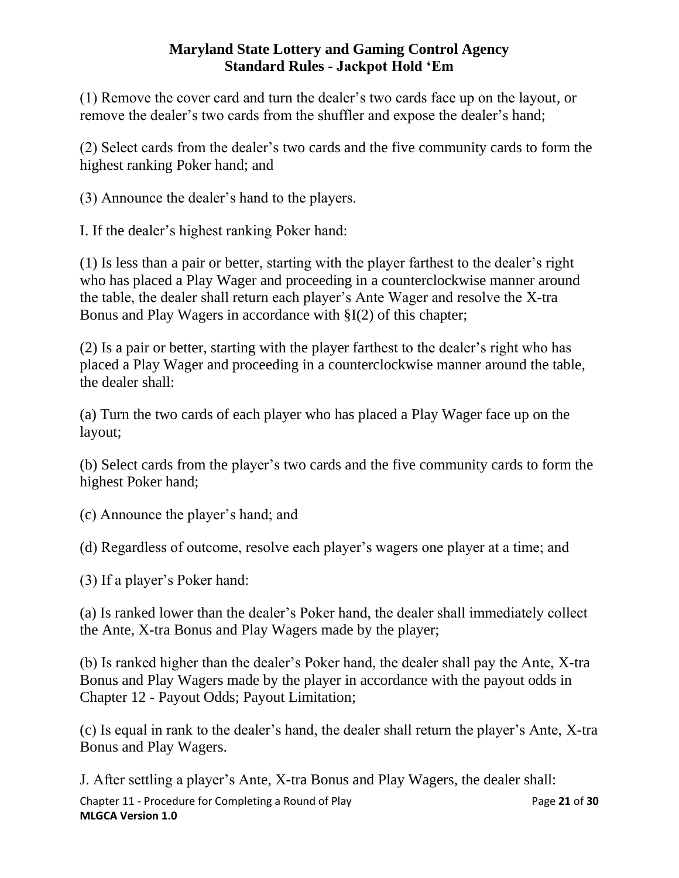(1) Remove the cover card and turn the dealer's two cards face up on the layout, or remove the dealer's two cards from the shuffler and expose the dealer's hand;

(2) Select cards from the dealer's two cards and the five community cards to form the highest ranking Poker hand; and

(3) Announce the dealer's hand to the players.

I. If the dealer's highest ranking Poker hand:

(1) Is less than a pair or better, starting with the player farthest to the dealer's right who has placed a Play Wager and proceeding in a counterclockwise manner around the table, the dealer shall return each player's Ante Wager and resolve the X-tra Bonus and Play Wagers in accordance with §I(2) of this chapter;

(2) Is a pair or better, starting with the player farthest to the dealer's right who has placed a Play Wager and proceeding in a counterclockwise manner around the table, the dealer shall:

(a) Turn the two cards of each player who has placed a Play Wager face up on the layout;

(b) Select cards from the player's two cards and the five community cards to form the highest Poker hand;

(c) Announce the player's hand; and

(d) Regardless of outcome, resolve each player's wagers one player at a time; and

(3) If a player's Poker hand:

(a) Is ranked lower than the dealer's Poker hand, the dealer shall immediately collect the Ante, X-tra Bonus and Play Wagers made by the player;

(b) Is ranked higher than the dealer's Poker hand, the dealer shall pay the Ante, X-tra Bonus and Play Wagers made by the player in accordance with the payout odds in Chapter 12 - Payout Odds; Payout Limitation;

(c) Is equal in rank to the dealer's hand, the dealer shall return the player's Ante, X-tra Bonus and Play Wagers.

J. After settling a player's Ante, X-tra Bonus and Play Wagers, the dealer shall: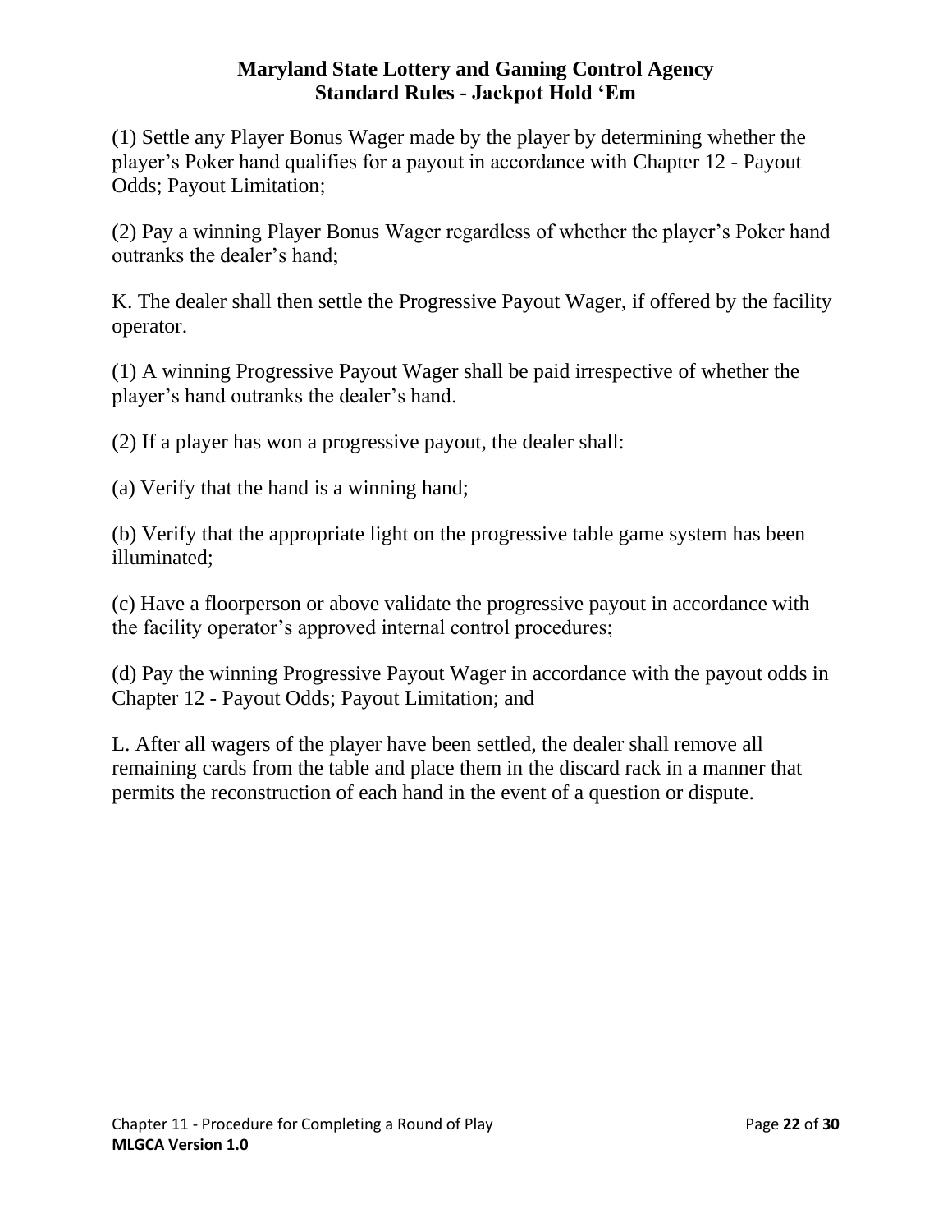(1) Settle any Player Bonus Wager made by the player by determining whether the player's Poker hand qualifies for a payout in accordance with Chapter 12 - Payout Odds; Payout Limitation;

(2) Pay a winning Player Bonus Wager regardless of whether the player's Poker hand outranks the dealer's hand;

K. The dealer shall then settle the Progressive Payout Wager, if offered by the facility operator.

(1) A winning Progressive Payout Wager shall be paid irrespective of whether the player's hand outranks the dealer's hand.

(2) If a player has won a progressive payout, the dealer shall:

(a) Verify that the hand is a winning hand;

(b) Verify that the appropriate light on the progressive table game system has been illuminated;

(c) Have a floorperson or above validate the progressive payout in accordance with the facility operator's approved internal control procedures;

(d) Pay the winning Progressive Payout Wager in accordance with the payout odds in Chapter 12 - Payout Odds; Payout Limitation; and

L. After all wagers of the player have been settled, the dealer shall remove all remaining cards from the table and place them in the discard rack in a manner that permits the reconstruction of each hand in the event of a question or dispute.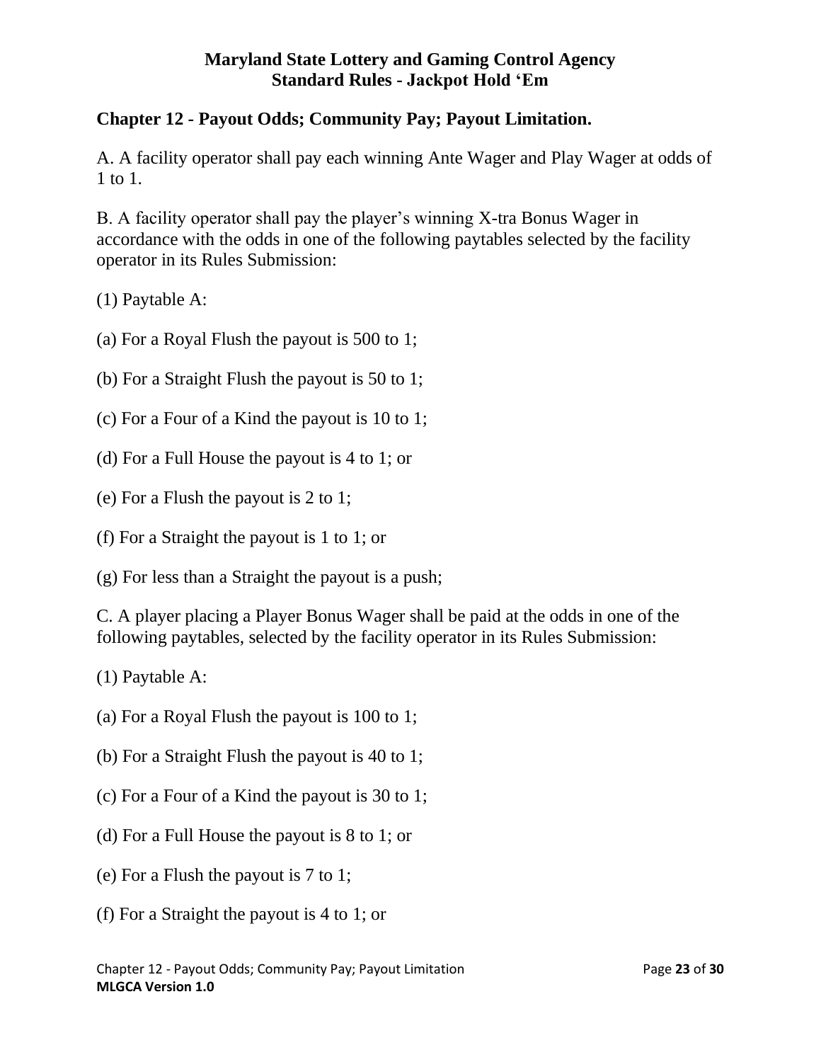## Chapter 12 - Payout Odds; Community Pay; Payout Limitation.

A. A facility operator shall pay each winning Ante Wager and Play Wager at odds of 1 to 1.

B. A facility operator shall pay the player's winning X-tra Bonus Wager in accordance with the odds in one of the following paytables selected by the facility operator in its Rules Submission:

(1) Paytable A:

(a) For a Royal Flush the payout is 500 to 1;

(b) For a Straight Flush the payout is 50 to 1;

(c) For a Four of a Kind the payout is 10 to 1;

(d) For a Full House the payout is 4 to 1; or

(e) For a Flush the payout is 2 to 1;

(f) For a Straight the payout is 1 to 1; or

(g) For less than a Straight the payout is a push;

C. A player placing a Player Bonus Wager shall be paid at the odds in one of the following paytables, selected by the facility operator in its Rules Submission:

(1) Paytable A:

(a) For a Royal Flush the payout is 100 to 1;

(b) For a Straight Flush the payout is 40 to 1;

(c) For a Four of a Kind the payout is 30 to 1;

(d) For a Full House the payout is 8 to 1; or

(e) For a Flush the payout is 7 to 1;

(f) For a Straight the payout is 4 to 1; or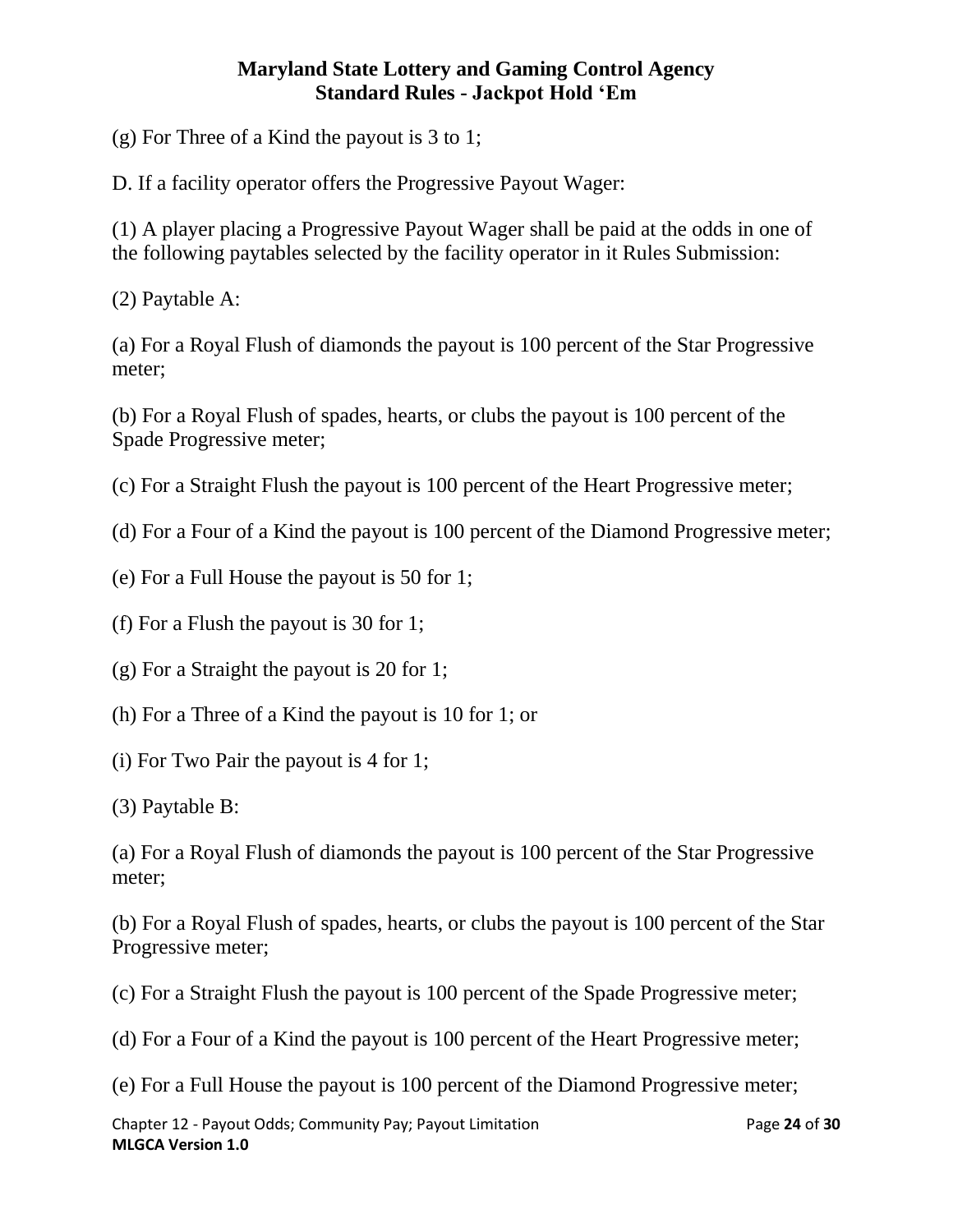(g) For Three of a Kind the payout is 3 to 1;

D. If a facility operator offers the Progressive Payout Wager:

(1) A player placing a Progressive Payout Wager shall be paid at the odds in one of the following paytables selected by the facility operator in it Rules Submission:

(2) Paytable A:

(a) For a Royal Flush of diamonds the payout is 100 percent of the Star Progressive meter;

(b) For a Royal Flush of spades, hearts, or clubs the payout is 100 percent of the Spade Progressive meter;

(c) For a Straight Flush the payout is 100 percent of the Heart Progressive meter;

(d) For a Four of a Kind the payout is 100 percent of the Diamond Progressive meter;

(e) For a Full House the payout is 50 for 1;

(f) For a Flush the payout is 30 for 1;

(g) For a Straight the payout is 20 for 1;

(h) For a Three of a Kind the payout is 10 for 1; or

(i) For Two Pair the payout is 4 for 1;

(3) Paytable B:

(a) For a Royal Flush of diamonds the payout is 100 percent of the Star Progressive meter;

(b) For a Royal Flush of spades, hearts, or clubs the payout is 100 percent of the Star Progressive meter;

(c) For a Straight Flush the payout is 100 percent of the Spade Progressive meter;

(d) For a Four of a Kind the payout is 100 percent of the Heart Progressive meter;

(e) For a Full House the payout is 100 percent of the Diamond Progressive meter;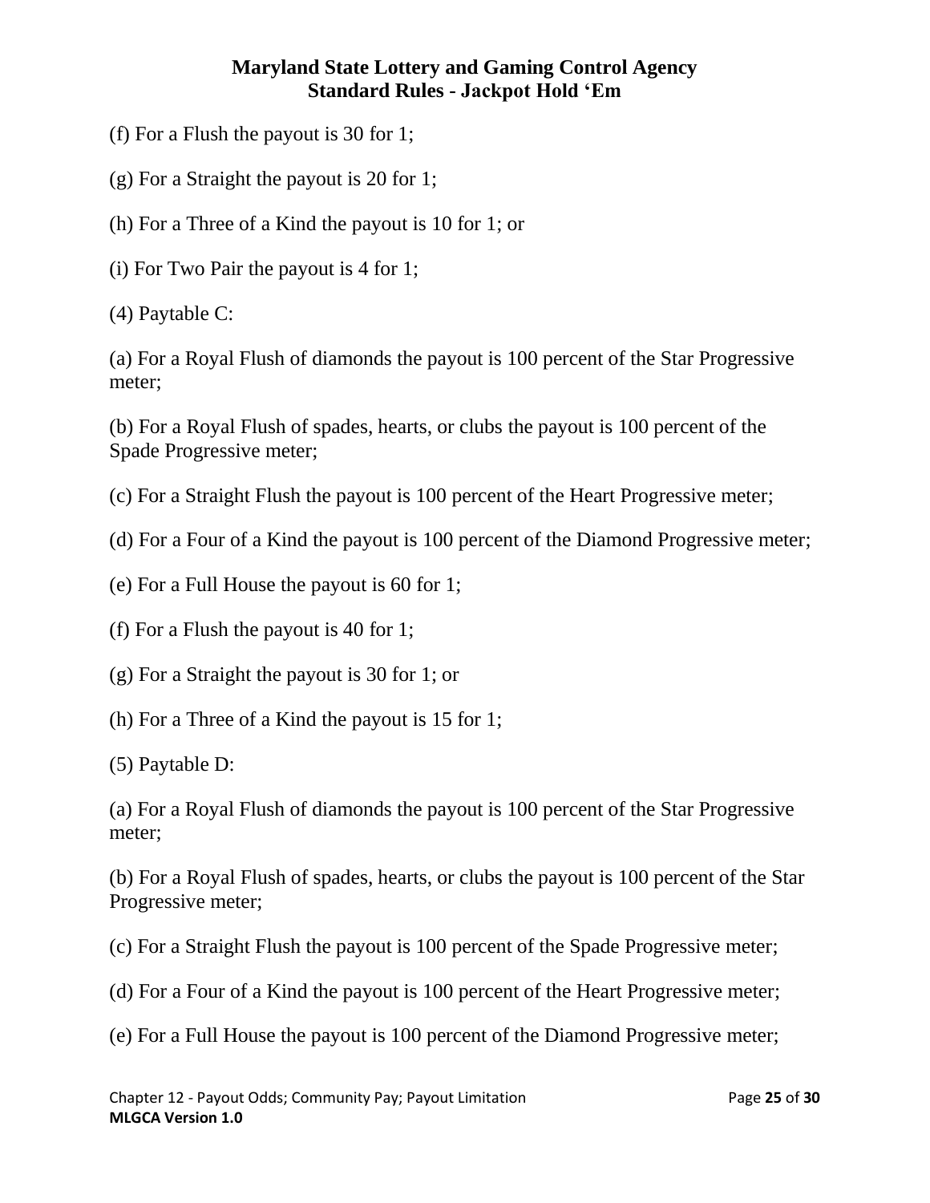(f) For a Flush the payout is 30 for 1;

(g) For a Straight the payout is 20 for 1;

(h) For a Three of a Kind the payout is 10 for 1; or

(i) For Two Pair the payout is 4 for 1;

(4) Paytable C:

(a) For a Royal Flush of diamonds the payout is 100 percent of the Star Progressive meter;

(b) For a Royal Flush of spades, hearts, or clubs the payout is 100 percent of the Spade Progressive meter;

(c) For a Straight Flush the payout is 100 percent of the Heart Progressive meter;

(d) For a Four of a Kind the payout is 100 percent of the Diamond Progressive meter;

(e) For a Full House the payout is 60 for 1;

(f) For a Flush the payout is 40 for 1;

(g) For a Straight the payout is 30 for 1; or

(h) For a Three of a Kind the payout is 15 for 1;

(5) Paytable D:

(a) For a Royal Flush of diamonds the payout is 100 percent of the Star Progressive meter;

(b) For a Royal Flush of spades, hearts, or clubs the payout is 100 percent of the Star Progressive meter;

(c) For a Straight Flush the payout is 100 percent of the Spade Progressive meter;

(d) For a Four of a Kind the payout is 100 percent of the Heart Progressive meter;

(e) For a Full House the payout is 100 percent of the Diamond Progressive meter;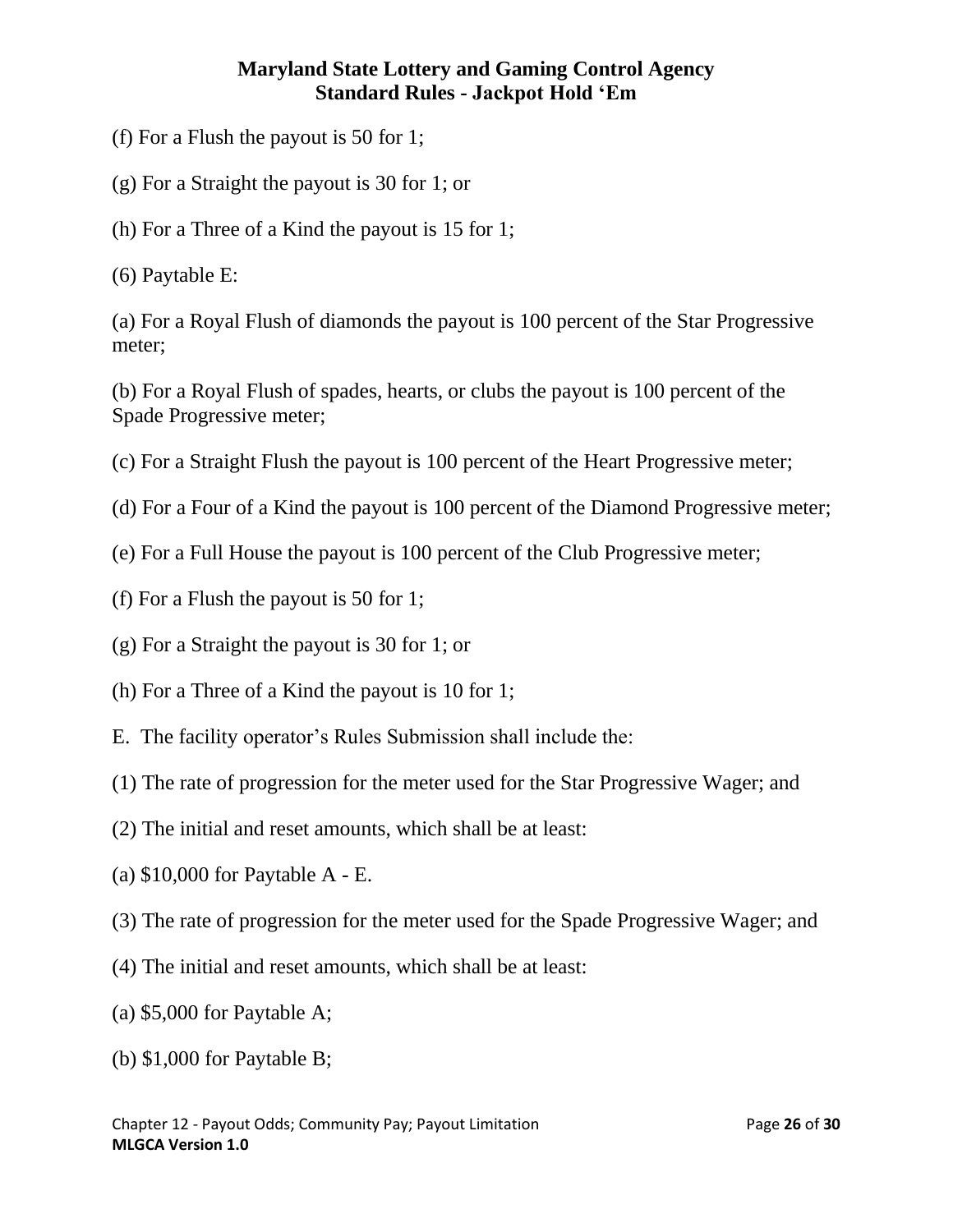(f) For a Flush the payout is 50 for 1;

(g) For a Straight the payout is 30 for 1; or

(h) For a Three of a Kind the payout is 15 for 1;

(6) Paytable E:

(a) For a Royal Flush of diamonds the payout is 100 percent of the Star Progressive meter;

(b) For a Royal Flush of spades, hearts, or clubs the payout is 100 percent of the Spade Progressive meter;

(c) For a Straight Flush the payout is 100 percent of the Heart Progressive meter;

(d) For a Four of a Kind the payout is 100 percent of the Diamond Progressive meter;

(e) For a Full House the payout is 100 percent of the Club Progressive meter;

(f) For a Flush the payout is 50 for 1;

(g) For a Straight the payout is 30 for 1; or

(h) For a Three of a Kind the payout is 10 for 1;

E. The facility operator's Rules Submission shall include the:

(1) The rate of progression for the meter used for the Star Progressive Wager; and

(2) The initial and reset amounts, which shall be at least:

(a) $10,000 for Paytable A - E.

(3) The rate of progression for the meter used for the Spade Progressive Wager; and

(4) The initial and reset amounts, which shall be at least:

(a) $5,000 for Paytable A;

(b) $1,000 for Paytable B;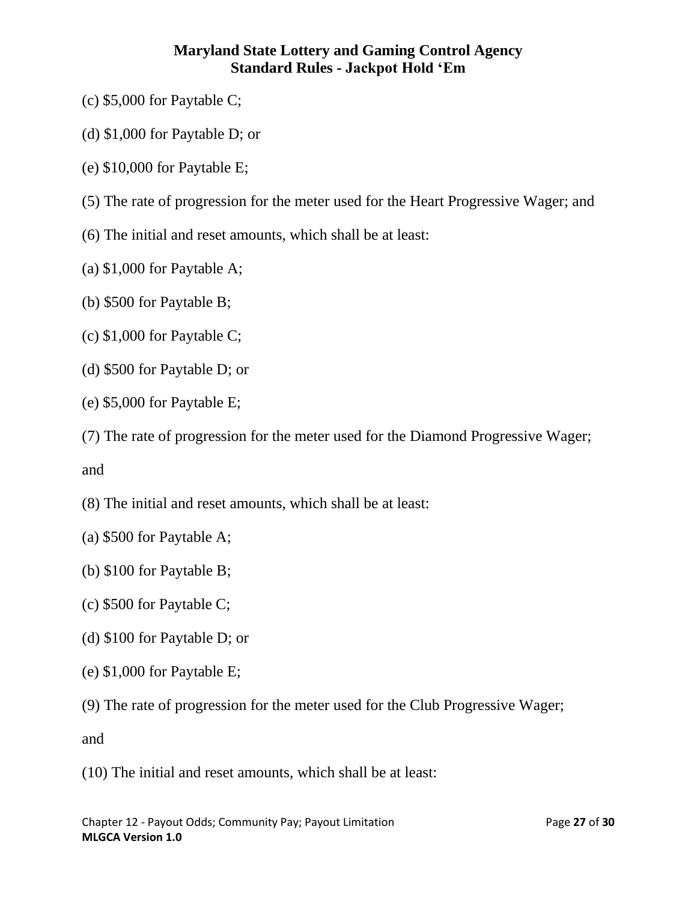(c) $5,000 for Paytable C;

(d) $1,000 for Paytable D; or

(e) $10,000 for Paytable E;

(5) The rate of progression for the meter used for the Heart Progressive Wager; and

(6) The initial and reset amounts, which shall be at least:

(a) $1,000 for Paytable A;

(b) $500 for Paytable B;

(c) $1,000 for Paytable C;

(d) $500 for Paytable D; or

(e) $5,000 for Paytable E;

(7) The rate of progression for the meter used for the Diamond Progressive Wager;

and

(8) The initial and reset amounts, which shall be at least:

(a) $500 for Paytable A;

(b) $100 for Paytable B;

(c) $500 for Paytable C;

(d) $100 for Paytable D; or

(e) $1,000 for Paytable E;

(9) The rate of progression for the meter used for the Club Progressive Wager;

and

(10) The initial and reset amounts, which shall be at least: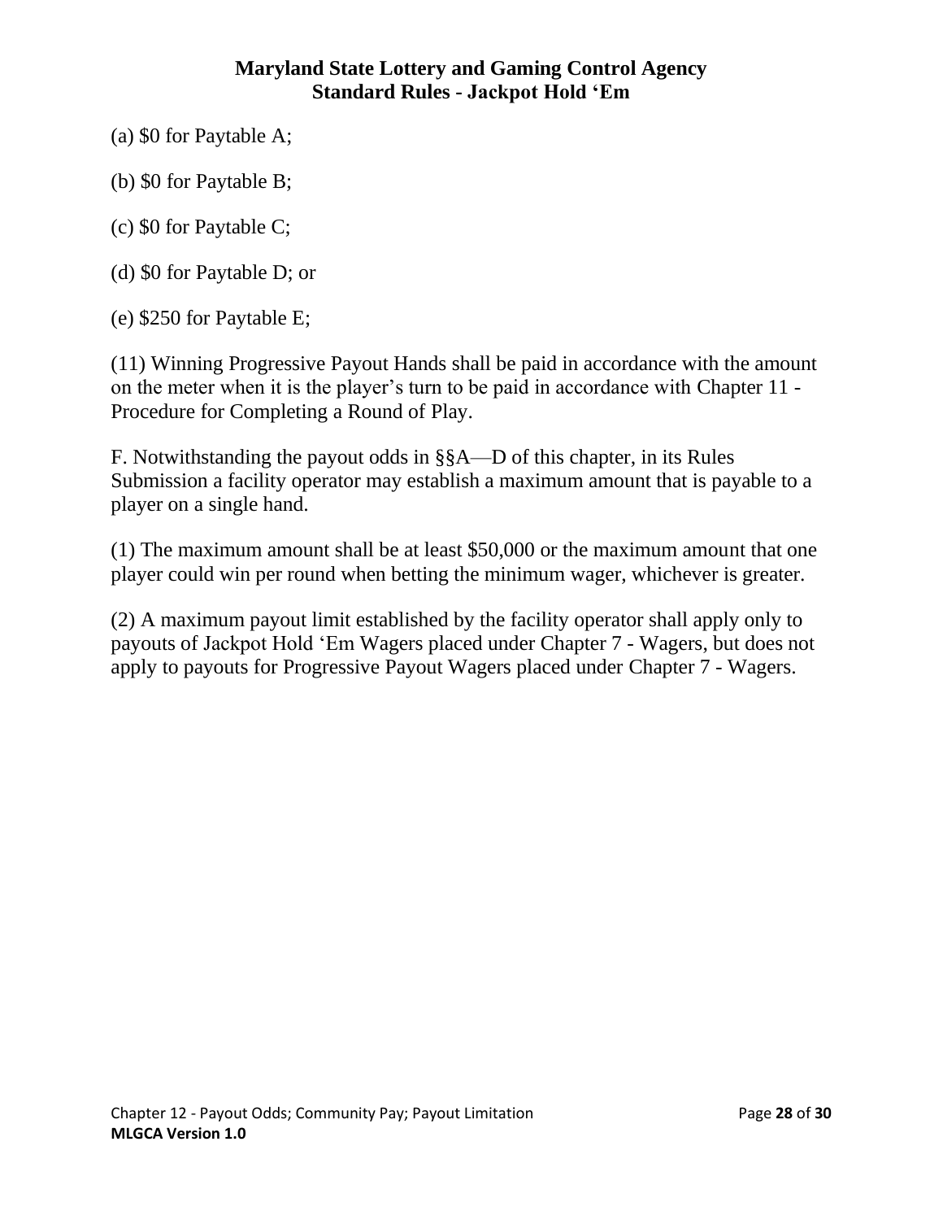(a) $0 for Paytable A;

(b) $0 for Paytable B;

(c) $0 for Paytable C;

(d) $0 for Paytable D; or

(e) $250 for Paytable E;

(11) Winning Progressive Payout Hands shall be paid in accordance with the amount on the meter when it is the player's turn to be paid in accordance with Chapter 11 - Procedure for Completing a Round of Play.

F. Notwithstanding the payout odds in §§A—D of this chapter, in its Rules Submission a facility operator may establish a maximum amount that is payable to a player on a single hand.

(1) The maximum amount shall be at least $50,000 or the maximum amount that one player could win per round when betting the minimum wager, whichever is greater.

(2) A maximum payout limit established by the facility operator shall apply only to payouts of Jackpot Hold 'Em Wagers placed under Chapter 7 - Wagers, but does not apply to payouts for Progressive Payout Wagers placed under Chapter 7 - Wagers.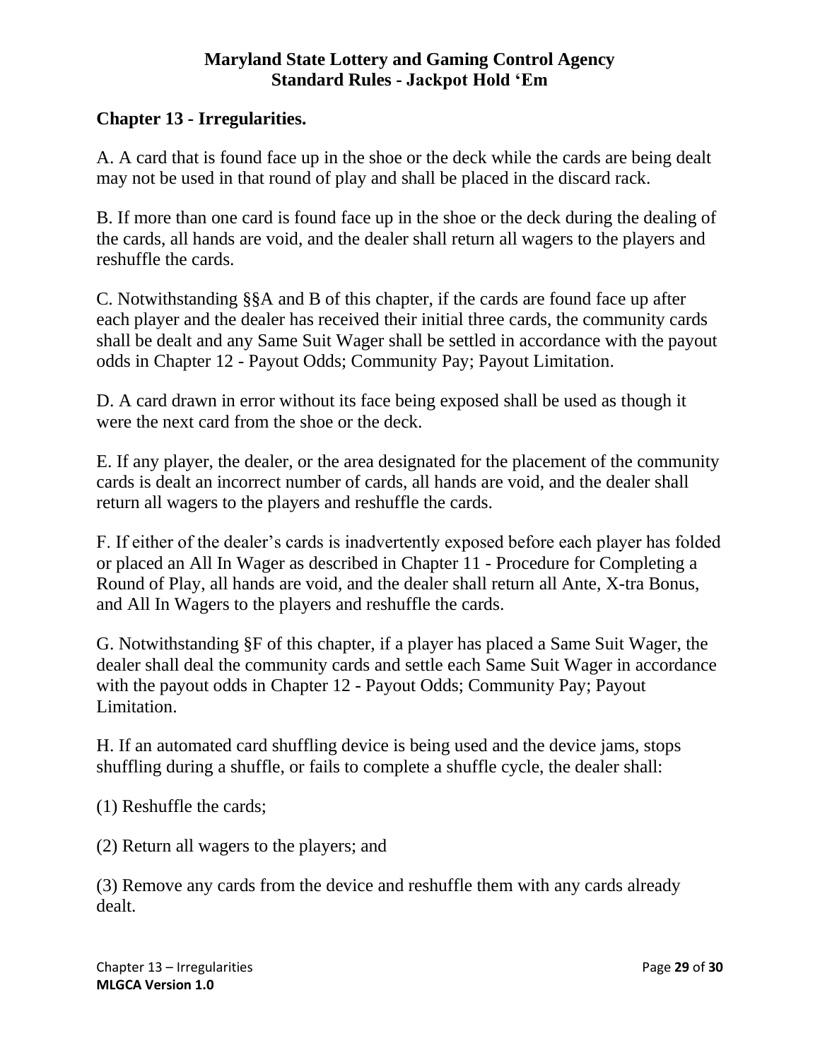**Maryland State Lottery and Gaming Control Agency**
**Standard Rules - Jackpot Hold 'Em**

## Chapter 13 - Irregularities.

A. A card that is found face up in the shoe or the deck while the cards are being dealt may not be used in that round of play and shall be placed in the discard rack.

B. If more than one card is found face up in the shoe or the deck during the dealing of the cards, all hands are void, and the dealer shall return all wagers to the players and reshuffle the cards.

C. Notwithstanding §§A and B of this chapter, if the cards are found face up after each player and the dealer has received their initial three cards, the community cards shall be dealt and any Same Suit Wager shall be settled in accordance with the payout odds in Chapter 12 - Payout Odds; Community Pay; Payout Limitation.

D. A card drawn in error without its face being exposed shall be used as though it were the next card from the shoe or the deck.

E. If any player, the dealer, or the area designated for the placement of the community cards is dealt an incorrect number of cards, all hands are void, and the dealer shall return all wagers to the players and reshuffle the cards.

F. If either of the dealer's cards is inadvertently exposed before each player has folded or placed an All In Wager as described in Chapter 11 - Procedure for Completing a Round of Play, all hands are void, and the dealer shall return all Ante, X-tra Bonus, and All In Wagers to the players and reshuffle the cards.

G. Notwithstanding §F of this chapter, if a player has placed a Same Suit Wager, the dealer shall deal the community cards and settle each Same Suit Wager in accordance with the payout odds in Chapter 12 - Payout Odds; Community Pay; Payout Limitation.

H. If an automated card shuffling device is being used and the device jams, stops shuffling during a shuffle, or fails to complete a shuffle cycle, the dealer shall:

(1) Reshuffle the cards;

(2) Return all wagers to the players; and

(3) Remove any cards from the device and reshuffle them with any cards already dealt.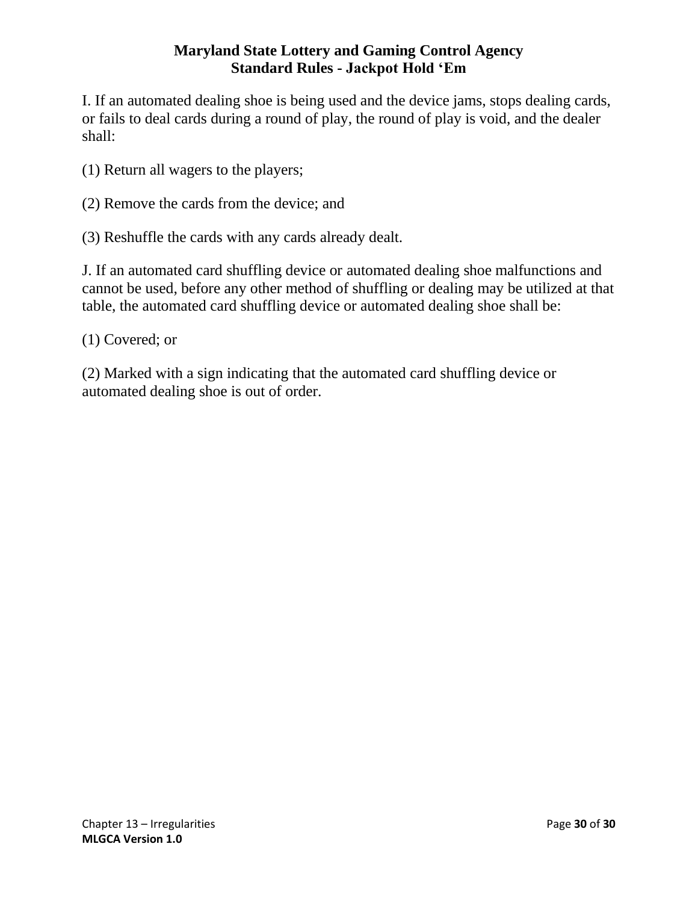I. If an automated dealing shoe is being used and the device jams, stops dealing cards, or fails to deal cards during a round of play, the round of play is void, and the dealer shall:

(1) Return all wagers to the players;

(2) Remove the cards from the device; and

(3) Reshuffle the cards with any cards already dealt.

J. If an automated card shuffling device or automated dealing shoe malfunctions and cannot be used, before any other method of shuffling or dealing may be utilized at that table, the automated card shuffling device or automated dealing shoe shall be:

(1) Covered; or

(2) Marked with a sign indicating that the automated card shuffling device or automated dealing shoe is out of order.